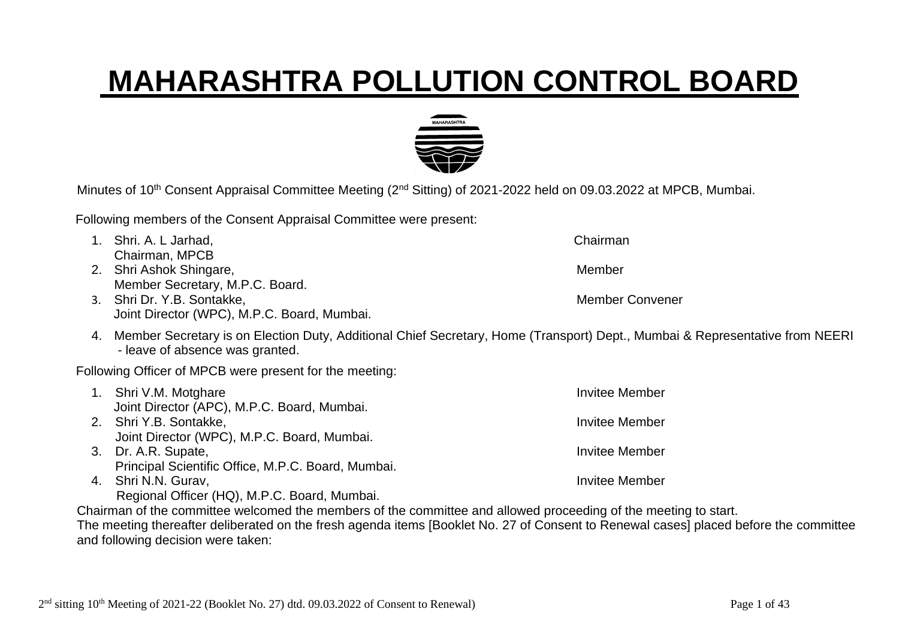# MAHARASHTRA POLLUTION CONTROL BOARD

Minutes of 10th Consent Appraisal Committee Meeting (2nd Sitting) of 2021-2022 held on 09.03.2022 at MPCB, Mumbai.

Following members of the Consent Appraisal Committee were present:

1. Shri. A. L Jarhad, Chairman, MPCB — Chairman
2. Shri Ashok Shingare, Member Secretary, M.P.C. Board. — Member
3. Shri Dr. Y.B. Sontakke, Joint Director (WPC), M.P.C. Board, Mumbai. — Member Convener
4. Member Secretary is on Election Duty, Additional Chief Secretary, Home (Transport) Dept., Mumbai & Representative from NEERI - leave of absence was granted.

Following Officer of MPCB were present for the meeting:

1. Shri V.M. Motghare, Joint Director (APC), M.P.C. Board, Mumbai. — Invitee Member
2. Shri Y.B. Sontakke, Joint Director (WPC), M.P.C. Board, Mumbai. — Invitee Member
3. Dr. A.R. Supate, Principal Scientific Office, M.P.C. Board, Mumbai. — Invitee Member
4. Shri N.N. Gurav, Regional Officer (HQ), M.P.C. Board, Mumbai. — Invitee Member

Chairman of the committee welcomed the members of the committee and allowed proceeding of the meeting to start.

The meeting thereafter deliberated on the fresh agenda items [Booklet No. 27 of Consent to Renewal cases] placed before the committee and following decision were taken: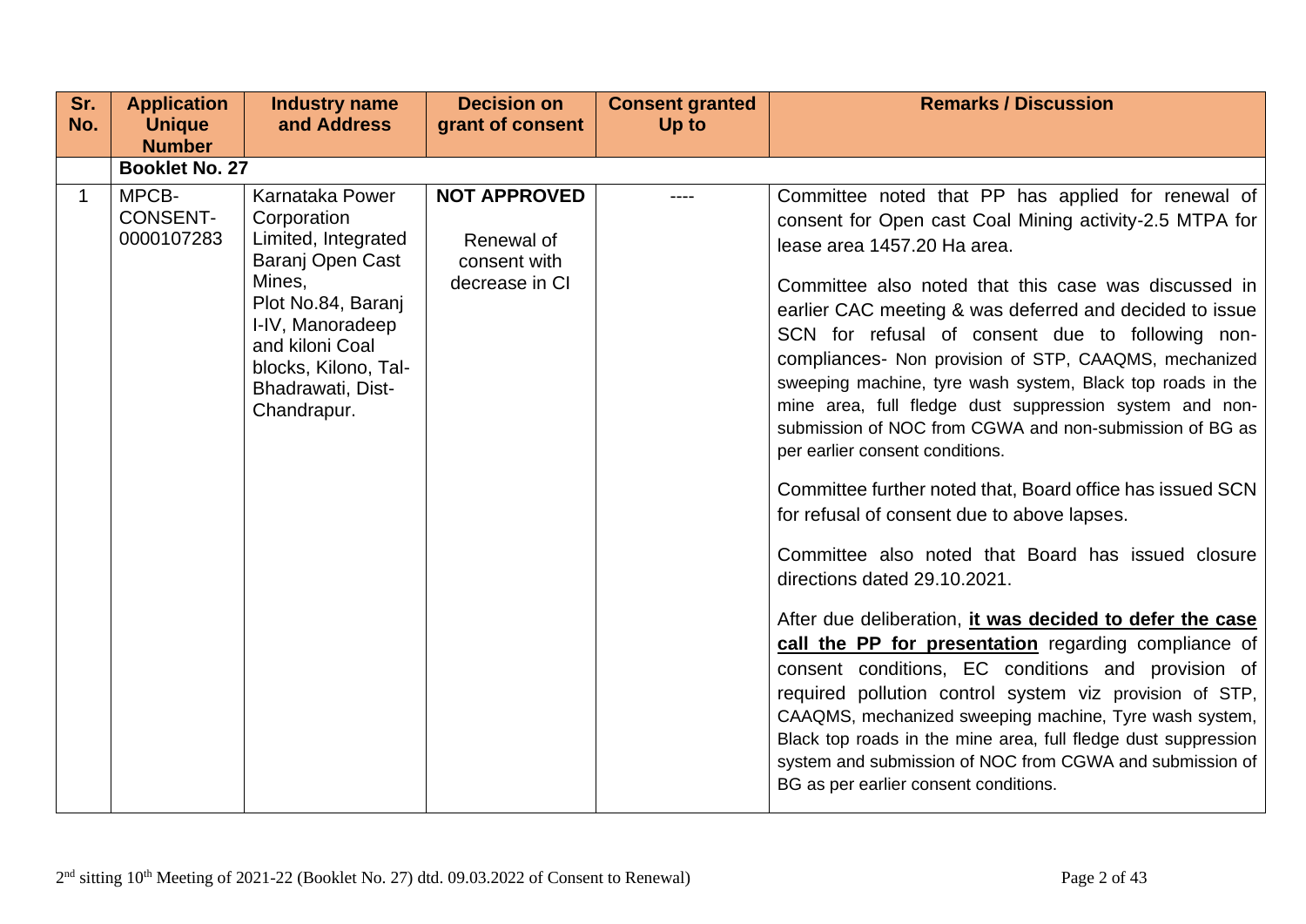| Sr. No. | Application Unique Number | Industry name and Address | Decision on grant of consent | Consent granted Up to | Remarks / Discussion |
|---|---|---|---|---|---|
| | **Booklet No. 27** | | | | |
| 1 | MPCB-CONSENT-0000107283 | Karnataka Power Corporation Limited, Integrated Baranj Open Cast Mines, Plot No.84, Baranj I-IV, Manoradeep and kiloni Coal blocks, Kilono, Tal-Bhadrawati, Dist-Chandrapur. | **NOT APPROVED**<br><br>Renewal of consent with decrease in CI | ---- | Committee noted that PP has applied for renewal of consent for Open cast Coal Mining activity-2.5 MTPA for lease area 1457.20 Ha area.<br><br>Committee also noted that this case was discussed in earlier CAC meeting & was deferred and decided to issue SCN for refusal of consent due to following non-compliances- Non provision of STP, CAAQMS, mechanized sweeping machine, tyre wash system, Black top roads in the mine area, full fledge dust suppression system and non-submission of NOC from CGWA and non-submission of BG as per earlier consent conditions.<br><br>Committee further noted that, Board office has issued SCN for refusal of consent due to above lapses.<br><br>Committee also noted that Board has issued closure directions dated 29.10.2021.<br><br>After due deliberation, **<u>it was decided to defer the case call the PP for presentation</u>** regarding compliance of consent conditions, EC conditions and provision of required pollution control system viz provision of STP, CAAQMS, mechanized sweeping machine, Tyre wash system, Black top roads in the mine area, full fledge dust suppression system and submission of NOC from CGWA and submission of BG as per earlier consent conditions. |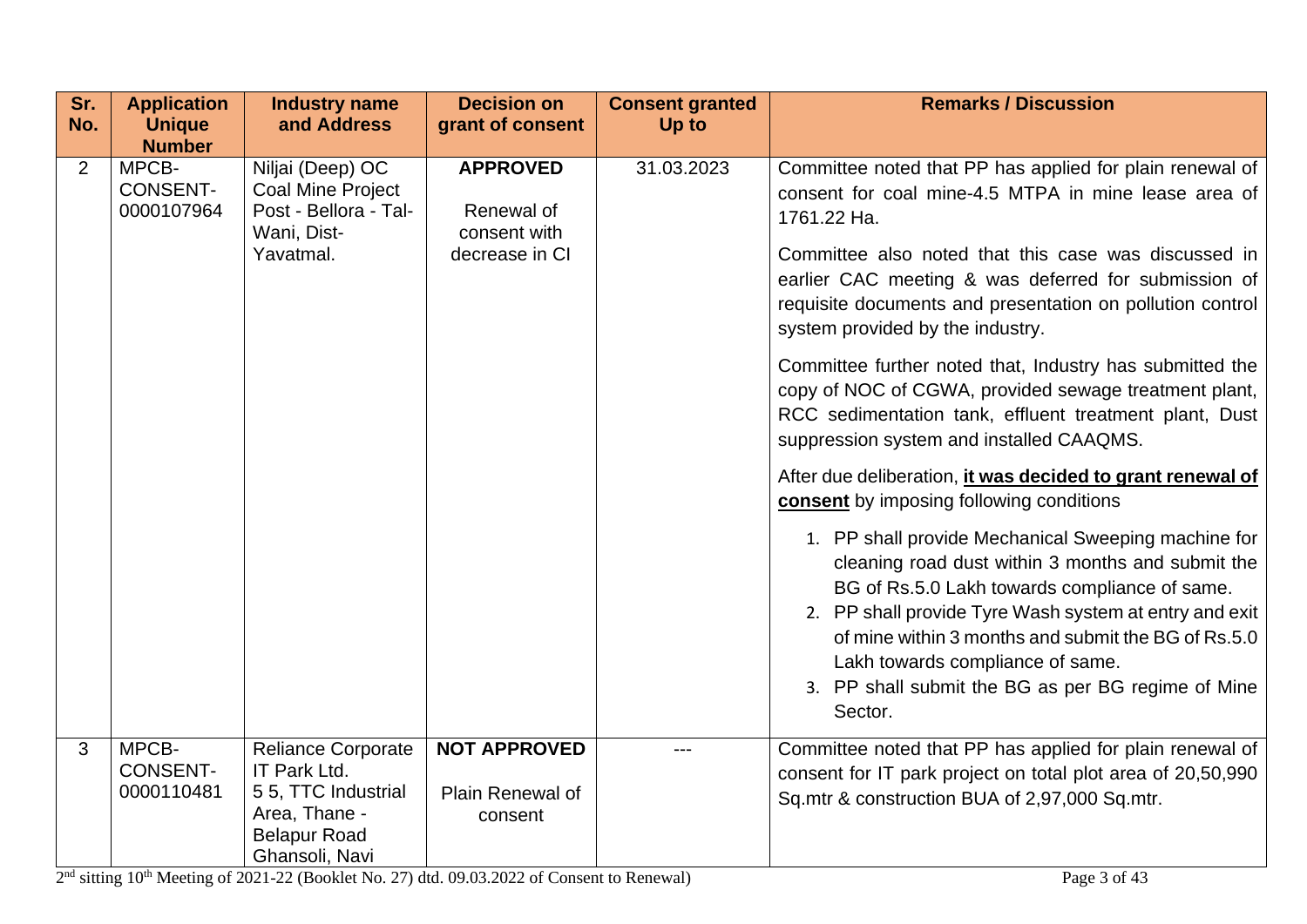| Sr. No. | Application Unique Number | Industry name and Address | Decision on grant of consent | Consent granted Up to | Remarks / Discussion |
|---|---|---|---|---|---|
| 2 | MPCB-CONSENT-0000107964 | Niljai (Deep) OC Coal Mine Project Post - Bellora - Tal-Wani, Dist-Yavatmal. | **APPROVED**<br><br>Renewal of consent with decrease in CI | 31.03.2023 | Committee noted that PP has applied for plain renewal of consent for coal mine-4.5 MTPA in mine lease area of 1761.22 Ha.<br><br>Committee also noted that this case was discussed in earlier CAC meeting & was deferred for submission of requisite documents and presentation on pollution control system provided by the industry.<br><br>Committee further noted that, Industry has submitted the copy of NOC of CGWA, provided sewage treatment plant, RCC sedimentation tank, effluent treatment plant, Dust suppression system and installed CAAQMS.<br><br>After due deliberation, **it was decided to grant renewal of consent** by imposing following conditions<br><br>1. PP shall provide Mechanical Sweeping machine for cleaning road dust within 3 months and submit the BG of Rs.5.0 Lakh towards compliance of same.<br>2. PP shall provide Tyre Wash system at entry and exit of mine within 3 months and submit the BG of Rs.5.0 Lakh towards compliance of same.<br>3. PP shall submit the BG as per BG regime of Mine Sector. |
| 3 | MPCB-CONSENT-0000110481 | Reliance Corporate IT Park Ltd. 5 5, TTC Industrial Area, Thane - Belapur Road Ghansoli, Navi | **NOT APPROVED**<br><br>Plain Renewal of consent | --- | Committee noted that PP has applied for plain renewal of consent for IT park project on total plot area of 20,50,990 Sq.mtr & construction BUA of 2,97,000 Sq.mtr. |

2[nd] sitting 10[th] Meeting of 2021-22 (Booklet No. 27) dtd. 09.03.2022 of Consent to Renewal)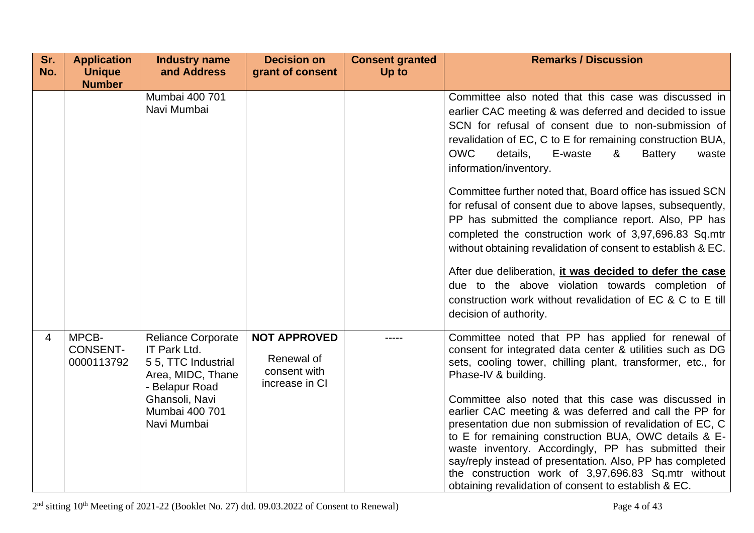| Sr. No. | Application Unique Number | Industry name and Address | Decision on grant of consent | Consent granted Up to | Remarks / Discussion |
|---|---|---|---|---|---|
| | | Mumbai 400 701 Navi Mumbai | | | Committee also noted that this case was discussed in earlier CAC meeting & was deferred and decided to issue SCN for refusal of consent due to non-submission of revalidation of EC, C to E for remaining construction BUA, OWC details, E-waste & Battery waste information/inventory.<br><br>Committee further noted that, Board office has issued SCN for refusal of consent due to above lapses, subsequently, PP has submitted the compliance report. Also, PP has completed the construction work of 3,97,696.83 Sq.mtr without obtaining revalidation of consent to establish & EC.<br><br>After due deliberation, **it was decided to defer the case** due to the above violation towards completion of construction work without revalidation of EC & C to E till decision of authority. |
| 4 | MPCB-CONSENT-0000113792 | Reliance Corporate IT Park Ltd. 5 5, TTC Industrial Area, MIDC, Thane - Belapur Road Ghansoli, Navi Mumbai 400 701 Navi Mumbai | **NOT APPROVED**<br><br>Renewal of consent with increase in CI | ----- | Committee noted that PP has applied for renewal of consent for integrated data center & utilities such as DG sets, cooling tower, chilling plant, transformer, etc., for Phase-IV & building.<br><br>Committee also noted that this case was discussed in earlier CAC meeting & was deferred and call the PP for presentation due non submission of revalidation of EC, C to E for remaining construction BUA, OWC details & E-waste inventory. Accordingly, PP has submitted their say/reply instead of presentation. Also, PP has completed the construction work of 3,97,696.83 Sq.mtr without obtaining revalidation of consent to establish & EC. |

2nd sitting 10th Meeting of 2021-22 (Booklet No. 27) dtd. 09.03.2022 of Consent to Renewal)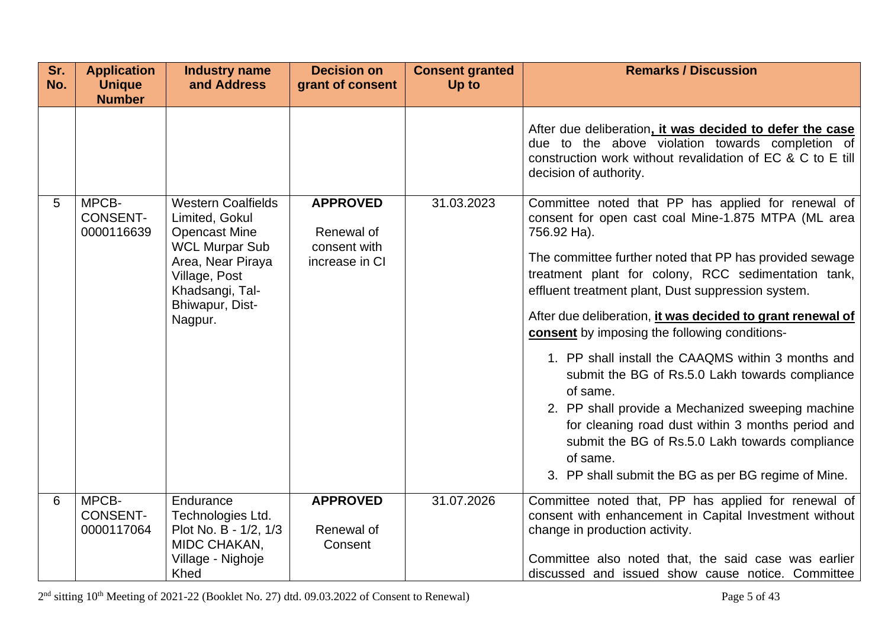| Sr. No. | Application Unique Number | Industry name and Address | Decision on grant of consent | Consent granted Up to | Remarks / Discussion |
|---|---|---|---|---|---|
| | | | | | After due deliberation**, it was decided to defer the case** due to the above violation towards completion of construction work without revalidation of EC & C to E till decision of authority. |
| 5 | MPCB-CONSENT-0000116639 | Western Coalfields Limited, Gokul Opencast Mine WCL Murpar Sub Area, Near Piraya Village, Post Khadsangi, Tal- Bhiwapur, Dist- Nagpur. | **APPROVED** Renewal of consent with increase in CI | 31.03.2023 | Committee noted that PP has applied for renewal of consent for open cast coal Mine-1.875 MTPA (ML area 756.92 Ha).<br><br>The committee further noted that PP has provided sewage treatment plant for colony, RCC sedimentation tank, effluent treatment plant, Dust suppression system.<br><br>After due deliberation, **it was decided to grant renewal of consent** by imposing the following conditions-<br><br>1. PP shall install the CAAQMS within 3 months and submit the BG of Rs.5.0 Lakh towards compliance of same.<br>2. PP shall provide a Mechanized sweeping machine for cleaning road dust within 3 months period and submit the BG of Rs.5.0 Lakh towards compliance of same.<br>3. PP shall submit the BG as per BG regime of Mine. |
| 6 | MPCB-CONSENT-0000117064 | Endurance Technologies Ltd. Plot No. B - 1/2, 1/3 MIDC CHAKAN, Village - Nighoje Khed | **APPROVED** Renewal of Consent | 31.07.2026 | Committee noted that, PP has applied for renewal of consent with enhancement in Capital Investment without change in production activity.<br><br>Committee also noted that, the said case was earlier discussed and issued show cause notice. Committee |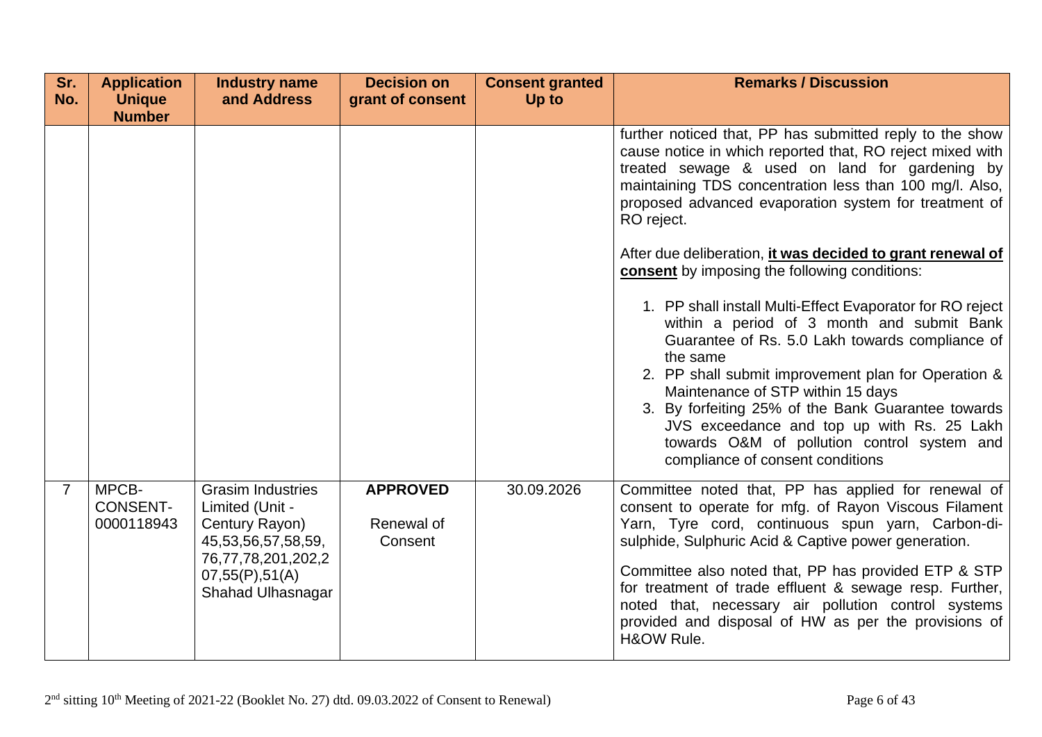| Sr. No. | Application Unique Number | Industry name and Address | Decision on grant of consent | Consent granted Up to | Remarks / Discussion |
|---|---|---|---|---|---|
| | | | | | further noticed that, PP has submitted reply to the show cause notice in which reported that, RO reject mixed with treated sewage & used on land for gardening by maintaining TDS concentration less than 100 mg/l. Also, proposed advanced evaporation system for treatment of RO reject.<br><br>After due deliberation, **<u>it was decided to grant renewal of consent</u>** by imposing the following conditions:<br><br>1. PP shall install Multi-Effect Evaporator for RO reject within a period of 3 month and submit Bank Guarantee of Rs. 5.0 Lakh towards compliance of the same<br>2. PP shall submit improvement plan for Operation & Maintenance of STP within 15 days<br>3. By forfeiting 25% of the Bank Guarantee towards JVS exceedance and top up with Rs. 25 Lakh towards O&M of pollution control system and compliance of consent conditions |
| 7 | MPCB-CONSENT-0000118943 | Grasim Industries Limited (Unit - Century Rayon) 45,53,56,57,58,59, 76,77,78,201,202,207,55(P),51(A) Shahad Ulhasnagar | **APPROVED**<br><br>Renewal of Consent | 30.09.2026 | Committee noted that, PP has applied for renewal of consent to operate for mfg. of Rayon Viscous Filament Yarn, Tyre cord, continuous spun yarn, Carbon-di-sulphide, Sulphuric Acid & Captive power generation.<br><br>Committee also noted that, PP has provided ETP & STP for treatment of trade effluent & sewage resp. Further, noted that, necessary air pollution control systems provided and disposal of HW as per the provisions of H&OW Rule. |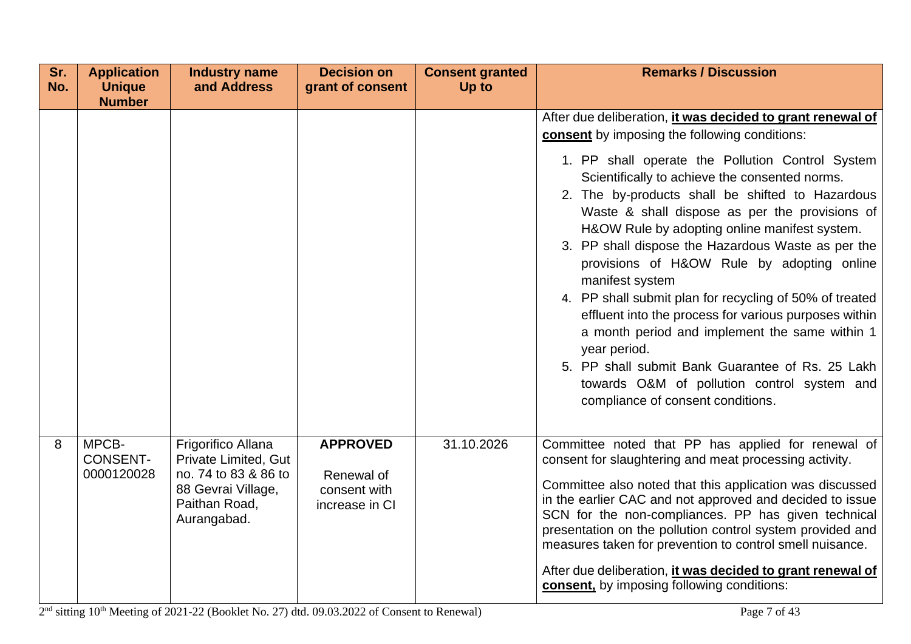| Sr. No. | Application Unique Number | Industry name and Address | Decision on grant of consent | Consent granted Up to | Remarks / Discussion |
|---|---|---|---|---|---|
| | | | | | After due deliberation, **it was decided to grant renewal of consent** by imposing the following conditions:<br><br>1. PP shall operate the Pollution Control System Scientifically to achieve the consented norms.<br>2. The by-products shall be shifted to Hazardous Waste & shall dispose as per the provisions of H&OW Rule by adopting online manifest system.<br>3. PP shall dispose the Hazardous Waste as per the provisions of H&OW Rule by adopting online manifest system<br>4. PP shall submit plan for recycling of 50% of treated effluent into the process for various purposes within a month period and implement the same within 1 year period.<br>5. PP shall submit Bank Guarantee of Rs. 25 Lakh towards O&M of pollution control system and compliance of consent conditions. |
| 8 | MPCB-CONSENT-0000120028 | Frigorifico Allana Private Limited, Gut no. 74 to 83 & 86 to 88 Gevrai Village, Paithan Road, Aurangabad. | **APPROVED**<br><br>Renewal of consent with increase in CI | 31.10.2026 | Committee noted that PP has applied for renewal of consent for slaughtering and meat processing activity.<br><br>Committee also noted that this application was discussed in the earlier CAC and not approved and decided to issue SCN for the non-compliances. PP has given technical presentation on the pollution control system provided and measures taken for prevention to control smell nuisance.<br><br>After due deliberation, **it was decided to grant renewal of consent,** by imposing following conditions: |

2nd sitting 10th Meeting of 2021-22 (Booklet No. 27) dtd. 09.03.2022 of Consent to Renewal)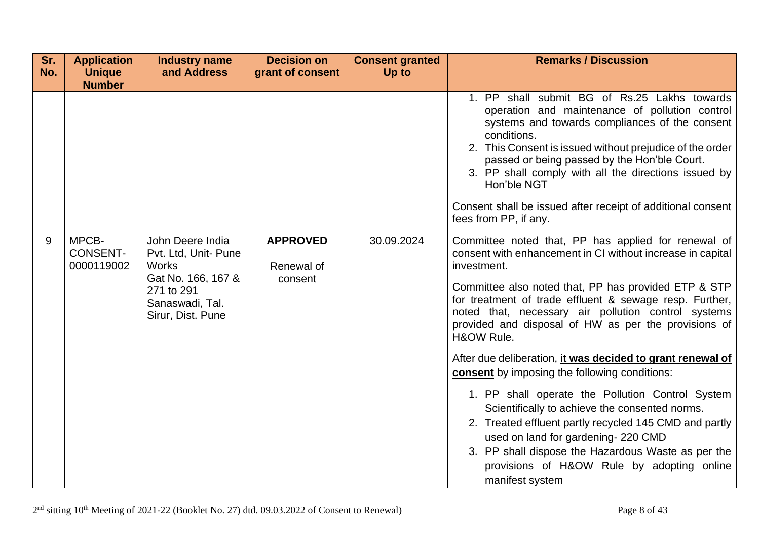| Sr. No. | Application Unique Number | Industry name and Address | Decision on grant of consent | Consent granted Up to | Remarks / Discussion |
|---|---|---|---|---|---|
| | | | | | 1. PP shall submit BG of Rs.25 Lakhs towards operation and maintenance of pollution control systems and towards compliances of the consent conditions.<br>2. This Consent is issued without prejudice of the order passed or being passed by the Hon'ble Court.<br>3. PP shall comply with all the directions issued by Hon'ble NGT<br><br>Consent shall be issued after receipt of additional consent fees from PP, if any. |
| 9 | MPCB-CONSENT-0000119002 | John Deere India Pvt. Ltd, Unit- Pune Works<br>Gat No. 166, 167 & 271 to 291 Sanaswadi, Tal. Sirur, Dist. Pune | **APPROVED**<br><br>Renewal of consent | 30.09.2024 | Committee noted that, PP has applied for renewal of consent with enhancement in CI without increase in capital investment.<br><br>Committee also noted that, PP has provided ETP & STP for treatment of trade effluent & sewage resp. Further, noted that, necessary air pollution control systems provided and disposal of HW as per the provisions of H&OW Rule.<br><br>After due deliberation, **it was decided to grant renewal of consent** by imposing the following conditions:<br><br>1. PP shall operate the Pollution Control System Scientifically to achieve the consented norms.<br>2. Treated effluent partly recycled 145 CMD and partly used on land for gardening- 220 CMD<br>3. PP shall dispose the Hazardous Waste as per the provisions of H&OW Rule by adopting online manifest system |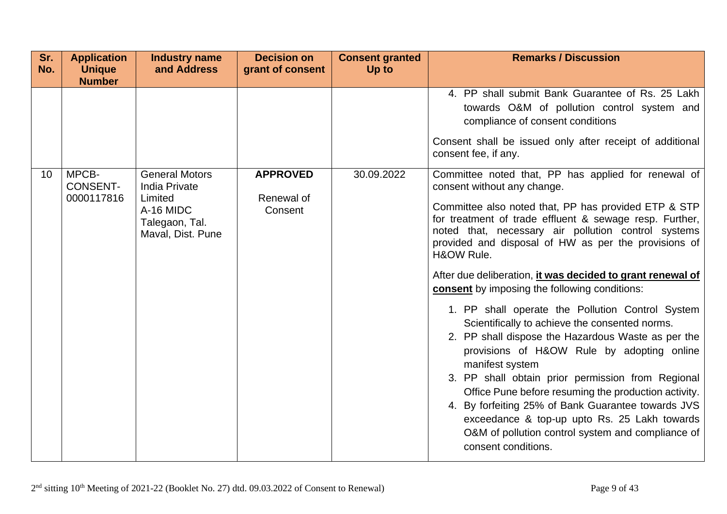| Sr. No. | Application Unique Number | Industry name and Address | Decision on grant of consent | Consent granted Up to | Remarks / Discussion |
|---|---|---|---|---|---|
| | | | | | 4. PP shall submit Bank Guarantee of Rs. 25 Lakh towards O&M of pollution control system and compliance of consent conditions<br><br>Consent shall be issued only after receipt of additional consent fee, if any. |
| 10 | MPCB-CONSENT-0000117816 | General Motors India Private Limited<br>A-16 MIDC Talegaon, Tal. Maval, Dist. Pune | **APPROVED**<br><br>Renewal of Consent | 30.09.2022 | Committee noted that, PP has applied for renewal of consent without any change.<br><br>Committee also noted that, PP has provided ETP & STP for treatment of trade effluent & sewage resp. Further, noted that, necessary air pollution control systems provided and disposal of HW as per the provisions of H&OW Rule.<br><br>After due deliberation, **it was decided to grant renewal of consent** by imposing the following conditions:<br><br>1. PP shall operate the Pollution Control System Scientifically to achieve the consented norms.<br>2. PP shall dispose the Hazardous Waste as per the provisions of H&OW Rule by adopting online manifest system<br>3. PP shall obtain prior permission from Regional Office Pune before resuming the production activity.<br>4. By forfeiting 25% of Bank Guarantee towards JVS exceedance & top-up upto Rs. 25 Lakh towards O&M of pollution control system and compliance of consent conditions. |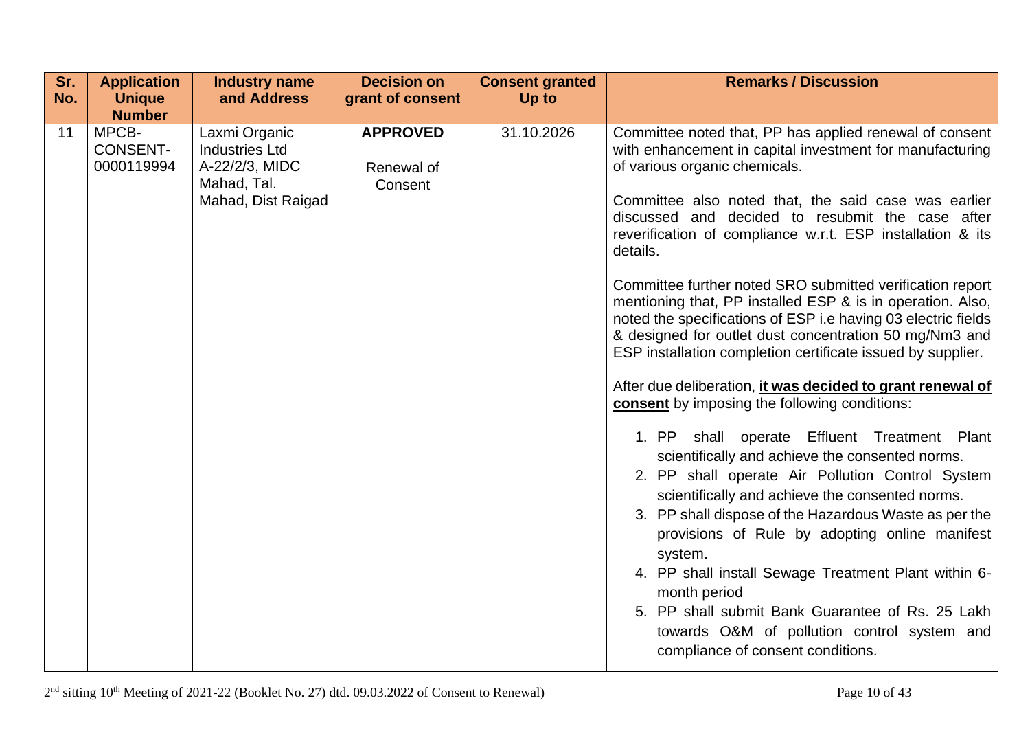| Sr. No. | Application Unique Number | Industry name and Address | Decision on grant of consent | Consent granted Up to | Remarks / Discussion |
|---|---|---|---|---|---|
| 11 | MPCB-CONSENT-0000119994 | Laxmi Organic Industries Ltd A-22/2/3, MIDC Mahad, Tal. Mahad, Dist Raigad | **APPROVED**<br><br>Renewal of Consent | 31.10.2026 | Committee noted that, PP has applied renewal of consent with enhancement in capital investment for manufacturing of various organic chemicals.<br><br>Committee also noted that, the said case was earlier discussed and decided to resubmit the case after reverification of compliance w.r.t. ESP installation & its details.<br><br>Committee further noted SRO submitted verification report mentioning that, PP installed ESP & is in operation. Also, noted the specifications of ESP i.e having 03 electric fields & designed for outlet dust concentration 50 mg/Nm3 and ESP installation completion certificate issued by supplier.<br><br>After due deliberation, **it was decided to grant renewal of consent** by imposing the following conditions:<br><br>1. PP shall operate Effluent Treatment Plant scientifically and achieve the consented norms.<br>2. PP shall operate Air Pollution Control System scientifically and achieve the consented norms.<br>3. PP shall dispose of the Hazardous Waste as per the provisions of Rule by adopting online manifest system.<br>4. PP shall install Sewage Treatment Plant within 6-month period<br>5. PP shall submit Bank Guarantee of Rs. 25 Lakh towards O&M of pollution control system and compliance of consent conditions. |

2[nd] sitting 10[th] Meeting of 2021-22 (Booklet No. 27) dtd. 09.03.2022 of Consent to Renewal)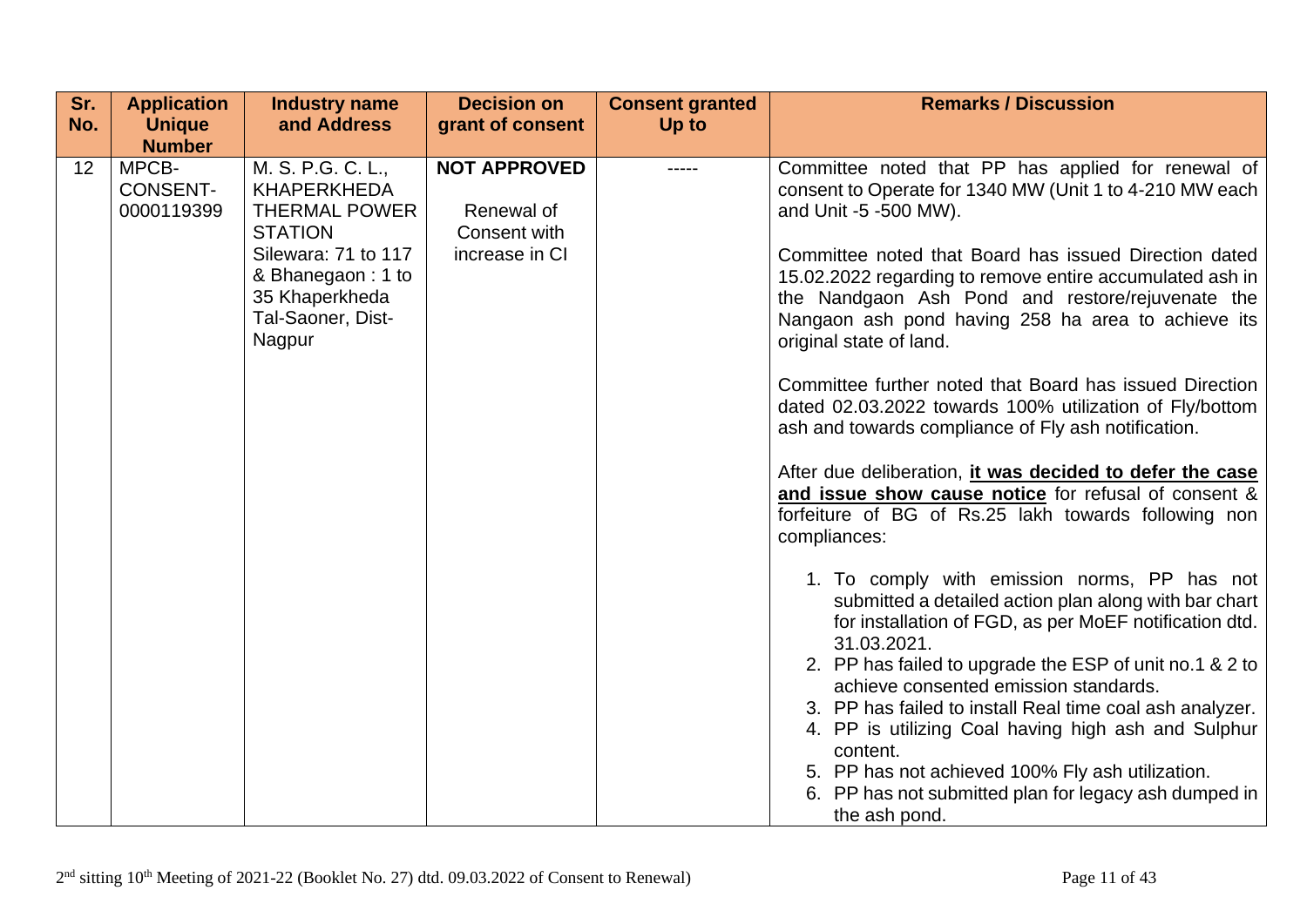| Sr. No. | Application Unique Number | Industry name and Address | Decision on grant of consent | Consent granted Up to | Remarks / Discussion |
|---|---|---|---|---|---|
| 12 | MPCB-CONSENT-0000119399 | M. S. P.G. C. L., KHAPERKHEDA THERMAL POWER STATION Silewara: 71 to 117 & Bhanegaon : 1 to 35 Khaperkheda Tal-Saoner, Dist-Nagpur | **NOT APPROVED**<br><br>Renewal of Consent with increase in CI | ----- | Committee noted that PP has applied for renewal of consent to Operate for 1340 MW (Unit 1 to 4-210 MW each and Unit -5 -500 MW).<br><br>Committee noted that Board has issued Direction dated 15.02.2022 regarding to remove entire accumulated ash in the Nandgaon Ash Pond and restore/rejuvenate the Nangaon ash pond having 258 ha area to achieve its original state of land.<br><br>Committee further noted that Board has issued Direction dated 02.03.2022 towards 100% utilization of Fly/bottom ash and towards compliance of Fly ash notification.<br><br>After due deliberation, **it was decided to defer the case and issue show cause notice** for refusal of consent & forfeiture of BG of Rs.25 lakh towards following non compliances:<br><br>1. To comply with emission norms, PP has not submitted a detailed action plan along with bar chart for installation of FGD, as per MoEF notification dtd. 31.03.2021.<br>2. PP has failed to upgrade the ESP of unit no.1 & 2 to achieve consented emission standards.<br>3. PP has failed to install Real time coal ash analyzer.<br>4. PP is utilizing Coal having high ash and Sulphur content.<br>5. PP has not achieved 100% Fly ash utilization.<br>6. PP has not submitted plan for legacy ash dumped in the ash pond. |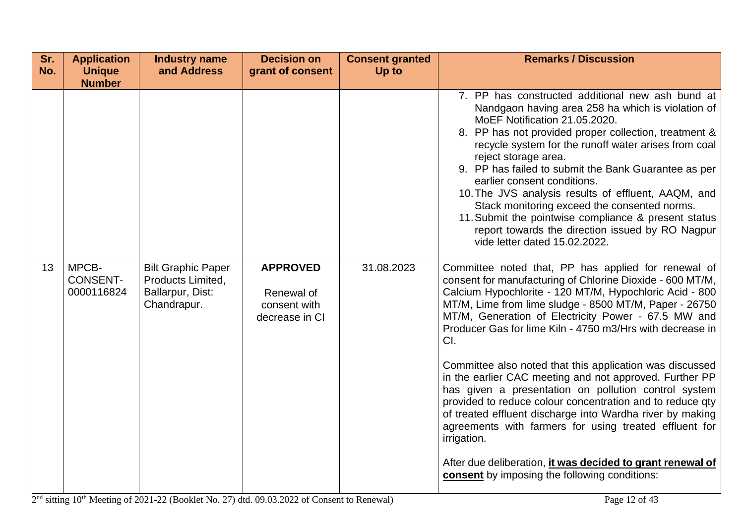| Sr. No. | Application Unique Number | Industry name and Address | Decision on grant of consent | Consent granted Up to | Remarks / Discussion |
|---|---|---|---|---|---|
| | | | | | 7. PP has constructed additional new ash bund at Nandgaon having area 258 ha which is violation of MoEF Notification 21.05.2020.<br>8. PP has not provided proper collection, treatment & recycle system for the runoff water arises from coal reject storage area.<br>9. PP has failed to submit the Bank Guarantee as per earlier consent conditions.<br>10. The JVS analysis results of effluent, AAQM, and Stack monitoring exceed the consented norms.<br>11. Submit the pointwise compliance & present status report towards the direction issued by RO Nagpur vide letter dated 15.02.2022. |
| 13 | MPCB-CONSENT-0000116824 | Bilt Graphic Paper Products Limited, Ballarpur, Dist: Chandrapur. | **APPROVED**<br><br>Renewal of consent with decrease in CI | 31.08.2023 | Committee noted that, PP has applied for renewal of consent for manufacturing of Chlorine Dioxide - 600 MT/M, Calcium Hypochlorite - 120 MT/M, Hypochloric Acid - 800 MT/M, Lime from lime sludge - 8500 MT/M, Paper - 26750 MT/M, Generation of Electricity Power - 67.5 MW and Producer Gas for lime Kiln - 4750 m3/Hrs with decrease in CI.<br><br>Committee also noted that this application was discussed in the earlier CAC meeting and not approved. Further PP has given a presentation on pollution control system provided to reduce colour concentration and to reduce qty of treated effluent discharge into Wardha river by making agreements with farmers for using treated effluent for irrigation.<br><br>After due deliberation, **it was decided to grant renewal of consent** by imposing the following conditions: |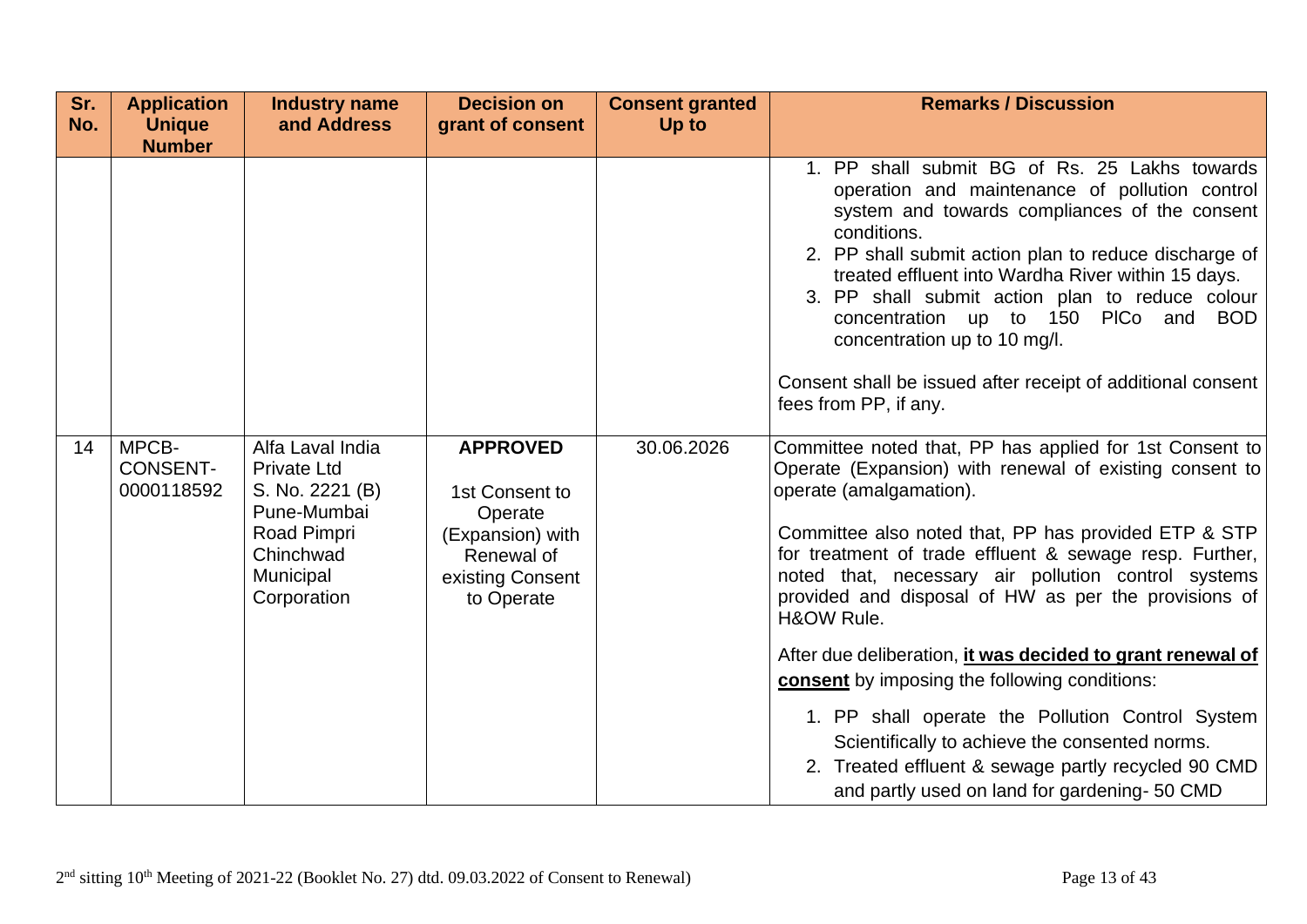| Sr. No. | Application Unique Number | Industry name and Address | Decision on grant of consent | Consent granted Up to | Remarks / Discussion |
|---|---|---|---|---|---|
| | | | | | 1. PP shall submit BG of Rs. 25 Lakhs towards operation and maintenance of pollution control system and towards compliances of the consent conditions.<br>2. PP shall submit action plan to reduce discharge of treated effluent into Wardha River within 15 days.<br>3. PP shall submit action plan to reduce colour concentration up to 150 PlCo and BOD concentration up to 10 mg/l.<br><br>Consent shall be issued after receipt of additional consent fees from PP, if any. |
| 14 | MPCB-CONSENT-0000118592 | Alfa Laval India Private Ltd S. No. 2221 (B) Pune-Mumbai Road Pimpri Chinchwad Municipal Corporation | **APPROVED**<br><br>1st Consent to Operate (Expansion) with Renewal of existing Consent to Operate | 30.06.2026 | Committee noted that, PP has applied for 1st Consent to Operate (Expansion) with renewal of existing consent to operate (amalgamation).<br><br>Committee also noted that, PP has provided ETP & STP for treatment of trade effluent & sewage resp. Further, noted that, necessary air pollution control systems provided and disposal of HW as per the provisions of H&OW Rule.<br><br>After due deliberation, **<u>it was decided to grant renewal of consent</u>** by imposing the following conditions:<br><br>1. PP shall operate the Pollution Control System Scientifically to achieve the consented norms.<br>2. Treated effluent & sewage partly recycled 90 CMD and partly used on land for gardening- 50 CMD |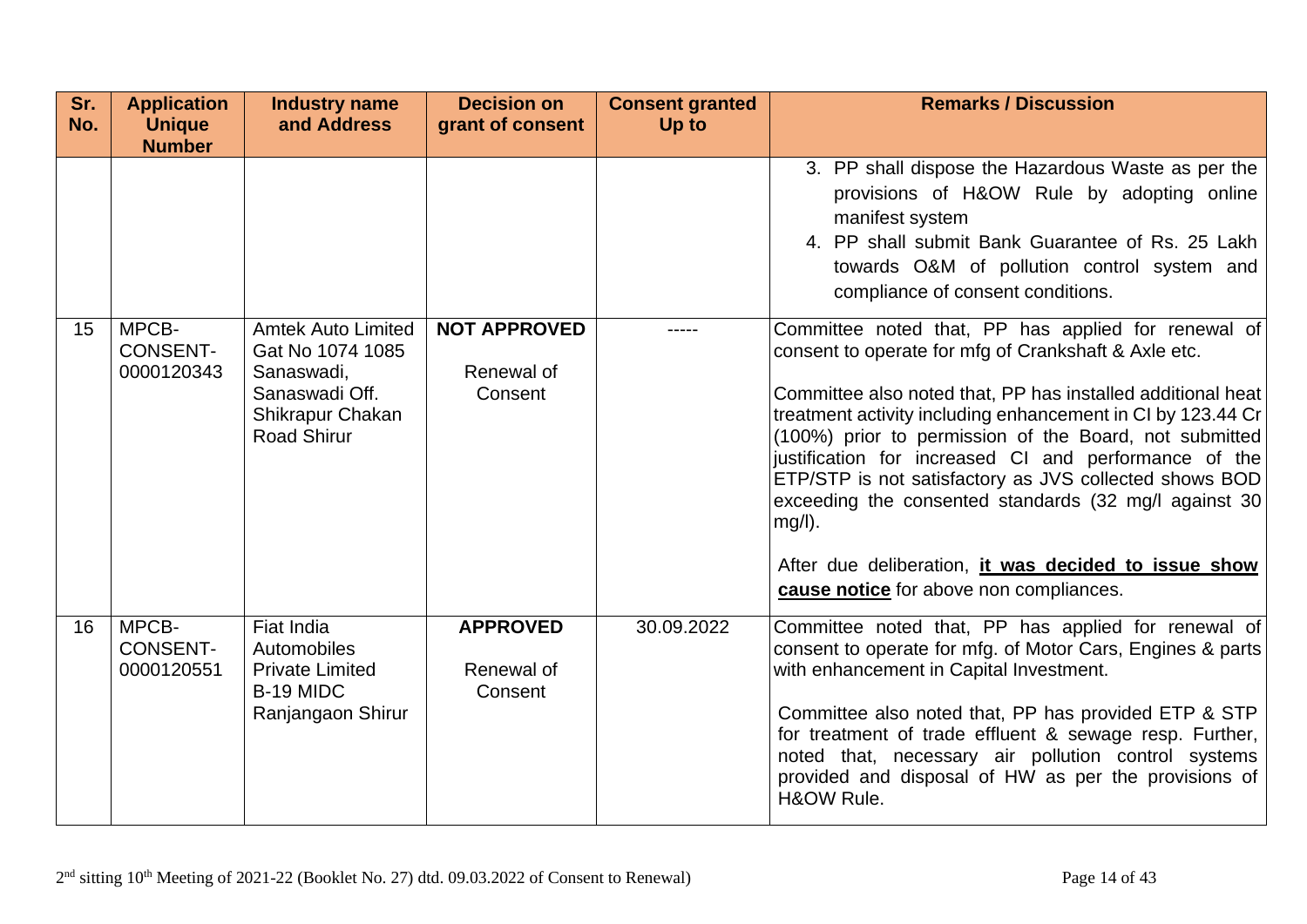| Sr. No. | Application Unique Number | Industry name and Address | Decision on grant of consent | Consent granted Up to | Remarks / Discussion |
|---|---|---|---|---|---|
| | | | | | 3. PP shall dispose the Hazardous Waste as per the provisions of H&OW Rule by adopting online manifest system<br>4. PP shall submit Bank Guarantee of Rs. 25 Lakh towards O&M of pollution control system and compliance of consent conditions. |
| 15 | MPCB-CONSENT-0000120343 | Amtek Auto Limited Gat No 1074 1085 Sanaswadi, Sanaswadi Off. Shikrapur Chakan Road Shirur | **NOT APPROVED**<br><br>Renewal of Consent | ----- | Committee noted that, PP has applied for renewal of consent to operate for mfg of Crankshaft & Axle etc.<br><br>Committee also noted that, PP has installed additional heat treatment activity including enhancement in CI by 123.44 Cr (100%) prior to permission of the Board, not submitted justification for increased CI and performance of the ETP/STP is not satisfactory as JVS collected shows BOD exceeding the consented standards (32 mg/l against 30 mg/l).<br><br>After due deliberation, **it was decided to issue show cause notice** for above non compliances. |
| 16 | MPCB-CONSENT-0000120551 | Fiat India Automobiles Private Limited B-19 MIDC Ranjangaon Shirur | **APPROVED**<br><br>Renewal of Consent | 30.09.2022 | Committee noted that, PP has applied for renewal of consent to operate for mfg. of Motor Cars, Engines & parts with enhancement in Capital Investment.<br><br>Committee also noted that, PP has provided ETP & STP for treatment of trade effluent & sewage resp. Further, noted that, necessary air pollution control systems provided and disposal of HW as per the provisions of H&OW Rule. |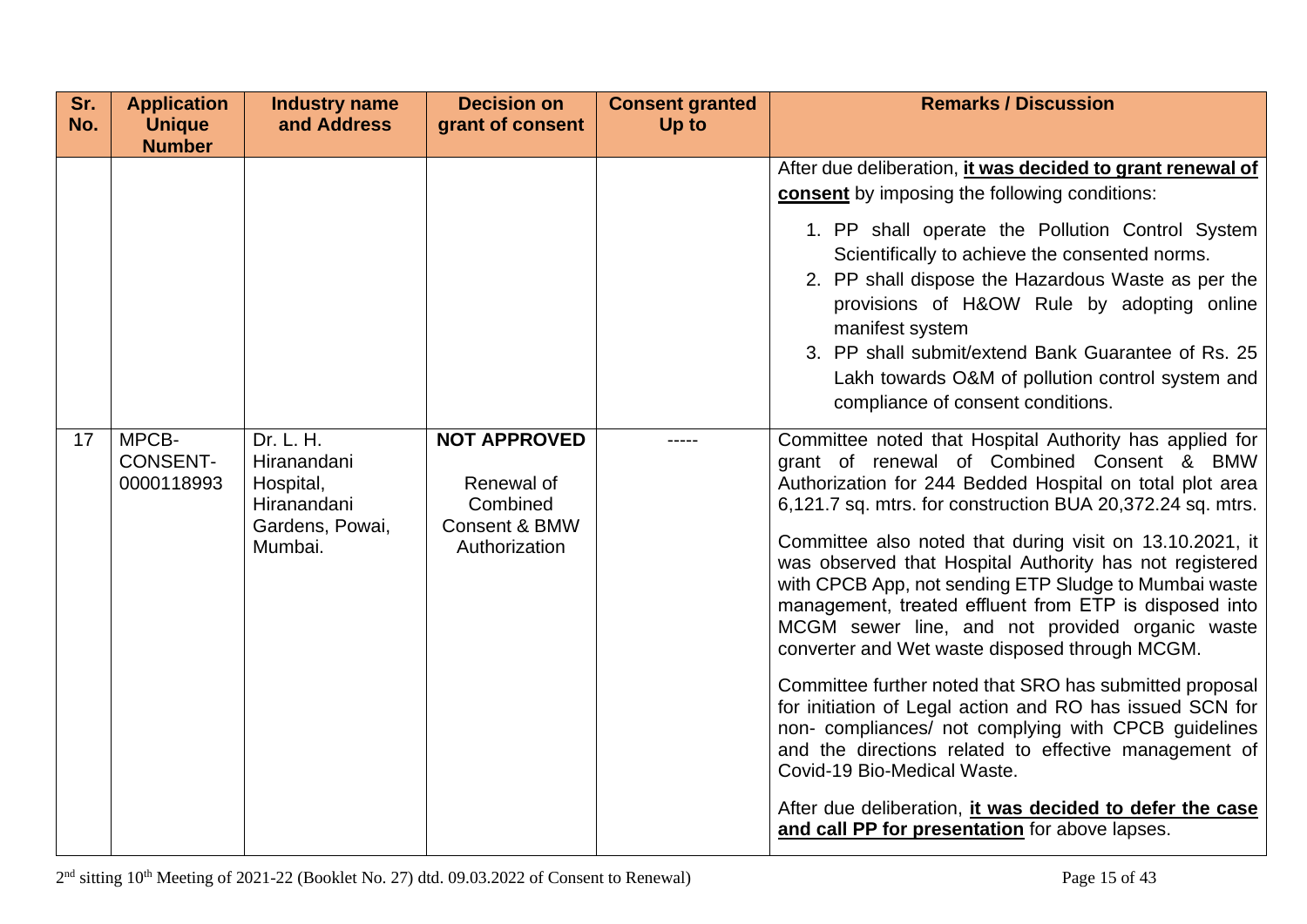| Sr. No. | Application Unique Number | Industry name and Address | Decision on grant of consent | Consent granted Up to | Remarks / Discussion |
|---|---|---|---|---|---|
| | | | | | After due deliberation, **it was decided to grant renewal of consent** by imposing the following conditions:<br><br>1. PP shall operate the Pollution Control System Scientifically to achieve the consented norms.<br>2. PP shall dispose the Hazardous Waste as per the provisions of H&OW Rule by adopting online manifest system<br>3. PP shall submit/extend Bank Guarantee of Rs. 25 Lakh towards O&M of pollution control system and compliance of consent conditions. |
| 17 | MPCB-CONSENT-0000118993 | Dr. L. H. Hiranandani Hospital, Hiranandani Gardens, Powai, Mumbai. | **NOT APPROVED**<br><br>Renewal of Combined Consent & BMW Authorization | ----- | Committee noted that Hospital Authority has applied for grant of renewal of Combined Consent & BMW Authorization for 244 Bedded Hospital on total plot area 6,121.7 sq. mtrs. for construction BUA 20,372.24 sq. mtrs.<br><br>Committee also noted that during visit on 13.10.2021, it was observed that Hospital Authority has not registered with CPCB App, not sending ETP Sludge to Mumbai waste management, treated effluent from ETP is disposed into MCGM sewer line, and not provided organic waste converter and Wet waste disposed through MCGM.<br><br>Committee further noted that SRO has submitted proposal for initiation of Legal action and RO has issued SCN for non- compliances/ not complying with CPCB guidelines and the directions related to effective management of Covid-19 Bio-Medical Waste.<br><br>After due deliberation, **it was decided to defer the case and call PP for presentation** for above lapses. |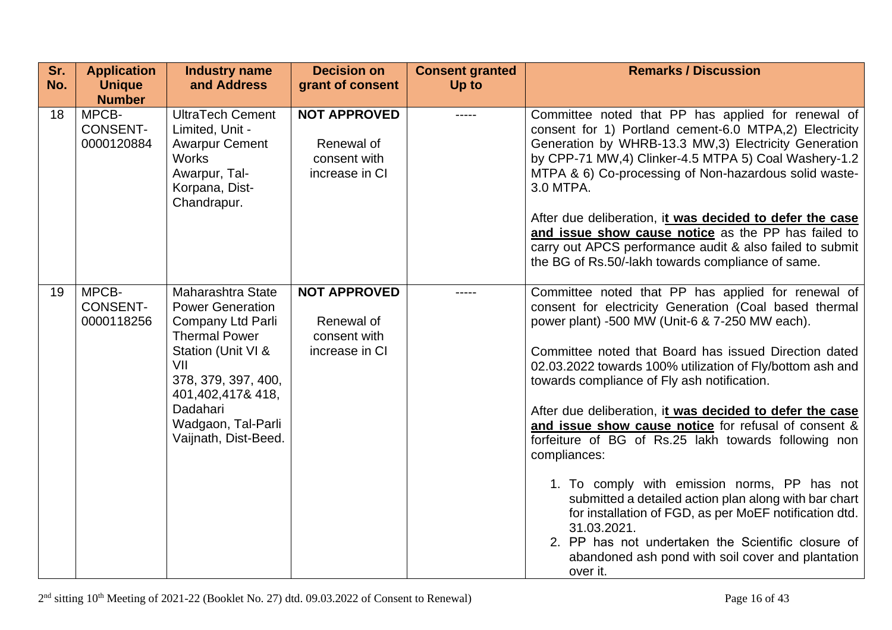| Sr. No. | Application Unique Number | Industry name and Address | Decision on grant of consent | Consent granted Up to | Remarks / Discussion |
|---|---|---|---|---|---|
| 18 | MPCB-CONSENT-0000120884 | UltraTech Cement Limited, Unit - Awarpur Cement Works Awarpur, Tal-Korpana, Dist-Chandrapur. | **NOT APPROVED** Renewal of consent with increase in CI | ----- | Committee noted that PP has applied for renewal of consent for 1) Portland cement-6.0 MTPA,2) Electricity Generation by WHRB-13.3 MW,3) Electricity Generation by CPP-71 MW,4) Clinker-4.5 MTPA 5) Coal Washery-1.2 MTPA & 6) Co-processing of Non-hazardous solid waste-3.0 MTPA.<br><br>After due deliberation, i**t was decided to defer the case and issue show cause notice** as the PP has failed to carry out APCS performance audit & also failed to submit the BG of Rs.50/-lakh towards compliance of same. |
| 19 | MPCB-CONSENT-0000118256 | Maharashtra State Power Generation Company Ltd Parli Thermal Power Station (Unit VI & VII 378, 379, 397, 400, 401,402,417& 418, Dadahari Wadgaon, Tal-Parli Vaijnath, Dist-Beed. | **NOT APPROVED** Renewal of consent with increase in CI | ----- | Committee noted that PP has applied for renewal of consent for electricity Generation (Coal based thermal power plant) -500 MW (Unit-6 & 7-250 MW each).<br><br>Committee noted that Board has issued Direction dated 02.03.2022 towards 100% utilization of Fly/bottom ash and towards compliance of Fly ash notification.<br><br>After due deliberation, i**t was decided to defer the case and issue show cause notice** for refusal of consent & forfeiture of BG of Rs.25 lakh towards following non compliances:<br><br>1. To comply with emission norms, PP has not submitted a detailed action plan along with bar chart for installation of FGD, as per MoEF notification dtd. 31.03.2021.<br>2. PP has not undertaken the Scientific closure of abandoned ash pond with soil cover and plantation over it. |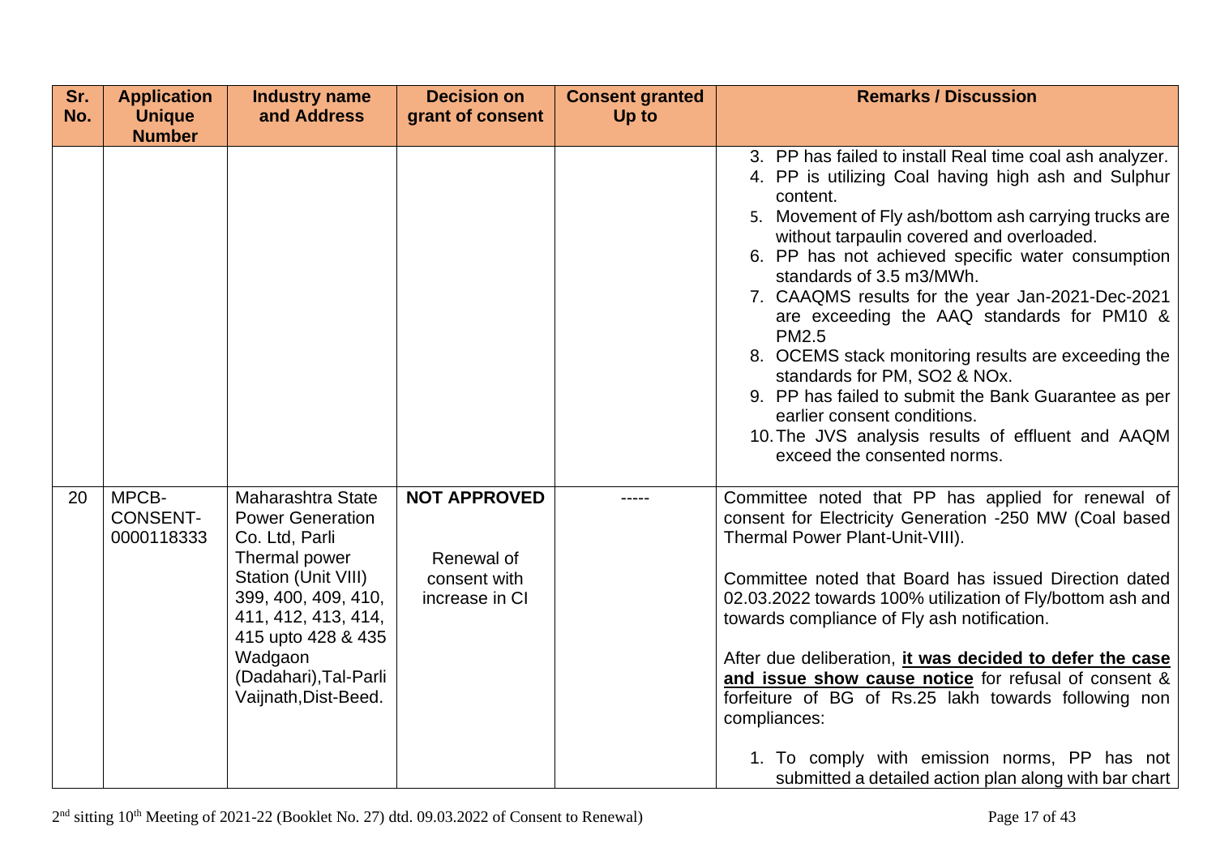| Sr. No. | Application Unique Number | Industry name and Address | Decision on grant of consent | Consent granted Up to | Remarks / Discussion |
|---|---|---|---|---|---|
| | | | | | 3. PP has failed to install Real time coal ash analyzer.<br>4. PP is utilizing Coal having high ash and Sulphur content.<br>5. Movement of Fly ash/bottom ash carrying trucks are without tarpaulin covered and overloaded.<br>6. PP has not achieved specific water consumption standards of 3.5 m3/MWh.<br>7. CAAQMS results for the year Jan-2021-Dec-2021 are exceeding the AAQ standards for PM10 & PM2.5<br>8. OCEMS stack monitoring results are exceeding the standards for PM, SO2 & NOx.<br>9. PP has failed to submit the Bank Guarantee as per earlier consent conditions.<br>10. The JVS analysis results of effluent and AAQM exceed the consented norms. |
| 20 | MPCB-CONSENT-0000118333 | Maharashtra State Power Generation Co. Ltd, Parli Thermal power Station (Unit VIII) 399, 400, 409, 410, 411, 412, 413, 414, 415 upto 428 & 435 Wadgaon (Dadahari), Tal-Parli Vaijnath, Dist-Beed. | **NOT APPROVED**<br><br>Renewal of consent with increase in CI | ----- | Committee noted that PP has applied for renewal of consent for Electricity Generation -250 MW (Coal based Thermal Power Plant-Unit-VIII).<br><br>Committee noted that Board has issued Direction dated 02.03.2022 towards 100% utilization of Fly/bottom ash and towards compliance of Fly ash notification.<br><br>After due deliberation, **it was decided to defer the case and issue show cause notice** for refusal of consent & forfeiture of BG of Rs.25 lakh towards following non compliances:<br><br>1. To comply with emission norms, PP has not submitted a detailed action plan along with bar chart |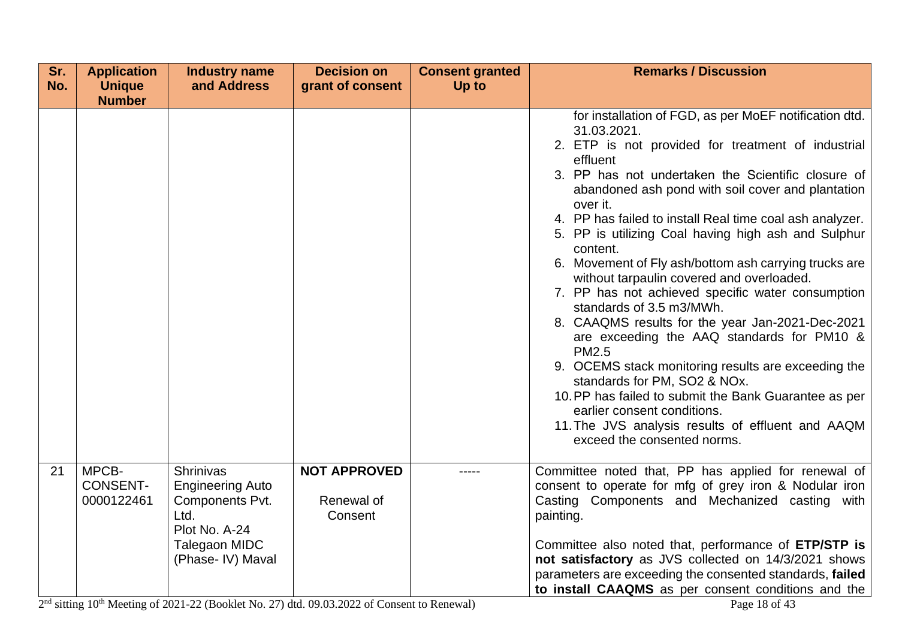| Sr. No. | Application Unique Number | Industry name and Address | Decision on grant of consent | Consent granted Up to | Remarks / Discussion |
|---|---|---|---|---|---|
| | | | | | for installation of FGD, as per MoEF notification dtd. 31.03.2021.<br>2. ETP is not provided for treatment of industrial effluent<br>3. PP has not undertaken the Scientific closure of abandoned ash pond with soil cover and plantation over it.<br>4. PP has failed to install Real time coal ash analyzer.<br>5. PP is utilizing Coal having high ash and Sulphur content.<br>6. Movement of Fly ash/bottom ash carrying trucks are without tarpaulin covered and overloaded.<br>7. PP has not achieved specific water consumption standards of 3.5 m3/MWh.<br>8. CAAQMS results for the year Jan-2021-Dec-2021 are exceeding the AAQ standards for PM10 & PM2.5<br>9. OCEMS stack monitoring results are exceeding the standards for PM, $SO_2$ & NOx.<br>10. PP has failed to submit the Bank Guarantee as per earlier consent conditions.<br>11. The JVS analysis results of effluent and AAQM exceed the consented norms. |
| 21 | MPCB-CONSENT-0000122461 | Shrinivas Engineering Auto Components Pvt. Ltd.<br>Plot No. A-24 Talegaon MIDC (Phase- IV) Maval | **NOT APPROVED**<br><br>Renewal of Consent | ----- | Committee noted that, PP has applied for renewal of consent to operate for mfg of grey iron & Nodular iron Casting Components and Mechanized casting with painting.<br><br>Committee also noted that, performance of **ETP/STP is not satisfactory** as JVS collected on 14/3/2021 shows parameters are exceeding the consented standards, **failed to install CAAQMS** as per consent conditions and the |

2[nd] sitting 10[th] Meeting of 2021-22 (Booklet No. 27) dtd. 09.03.2022 of Consent to Renewal)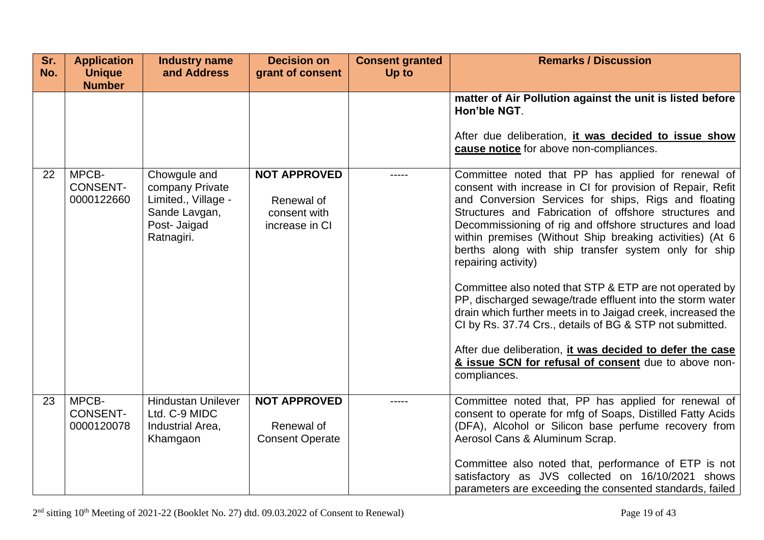| Sr. No. | Application Unique Number | Industry name and Address | Decision on grant of consent | Consent granted Up to | Remarks / Discussion |
|---|---|---|---|---|---|
| | | | | | **matter of Air Pollution against the unit is listed before Hon'ble NGT**.<br><br>After due deliberation, **it was decided to issue show cause notice** for above non-compliances. |
| 22 | MPCB-CONSENT-0000122660 | Chowgule and company Private Limited., Village - Sande Lavgan, Post- Jaigad Ratnagiri. | **NOT APPROVED**<br><br>Renewal of consent with increase in CI | ----- | Committee noted that PP has applied for renewal of consent with increase in CI for provision of Repair, Refit and Conversion Services for ships, Rigs and floating Structures and Fabrication of offshore structures and Decommissioning of rig and offshore structures and load within premises (Without Ship breaking activities) (At 6 berths along with ship transfer system only for ship repairing activity)<br><br>Committee also noted that STP & ETP are not operated by PP, discharged sewage/trade effluent into the storm water drain which further meets in to Jaigad creek, increased the CI by Rs. 37.74 Crs., details of BG & STP not submitted.<br><br>After due deliberation, **it was decided to defer the case & issue SCN for refusal of consent** due to above non-compliances. |
| 23 | MPCB-CONSENT-0000120078 | Hindustan Unilever Ltd. C-9 MIDC Industrial Area, Khamgaon | **NOT APPROVED**<br><br>Renewal of Consent Operate | ----- | Committee noted that, PP has applied for renewal of consent to operate for mfg of Soaps, Distilled Fatty Acids (DFA), Alcohol or Silicon base perfume recovery from Aerosol Cans & Aluminum Scrap.<br><br>Committee also noted that, performance of ETP is not satisfactory as JVS collected on 16/10/2021 shows parameters are exceeding the consented standards, failed |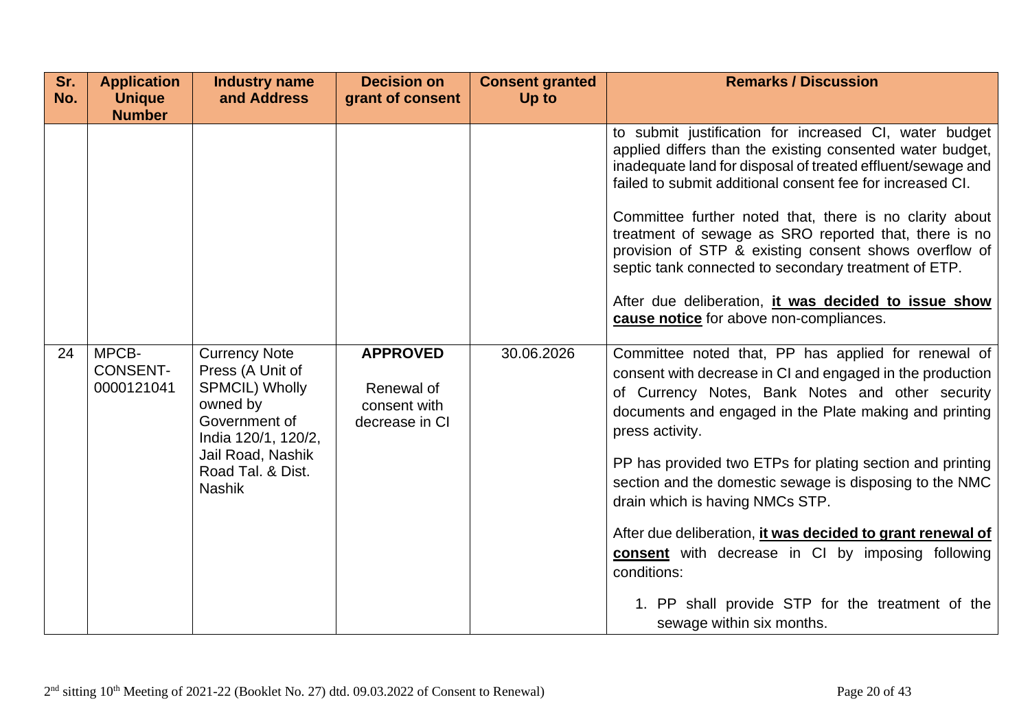| Sr. No. | Application Unique Number | Industry name and Address | Decision on grant of consent | Consent granted Up to | Remarks / Discussion |
|---|---|---|---|---|---|
| | | | | | to submit justification for increased CI, water budget applied differs than the existing consented water budget, inadequate land for disposal of treated effluent/sewage and failed to submit additional consent fee for increased CI.<br><br>Committee further noted that, there is no clarity about treatment of sewage as SRO reported that, there is no provision of STP & existing consent shows overflow of septic tank connected to secondary treatment of ETP.<br><br>After due deliberation, **it was decided to issue show cause notice** for above non-compliances. |
| 24 | MPCB-CONSENT-0000121041 | Currency Note Press (A Unit of SPMCIL) Wholly owned by Government of India 120/1, 120/2, Jail Road, Nashik Road Tal. & Dist. Nashik | **APPROVED**<br><br>Renewal of consent with decrease in CI | 30.06.2026 | Committee noted that, PP has applied for renewal of consent with decrease in CI and engaged in the production of Currency Notes, Bank Notes and other security documents and engaged in the Plate making and printing press activity.<br><br>PP has provided two ETPs for plating section and printing section and the domestic sewage is disposing to the NMC drain which is having NMCs STP.<br><br>After due deliberation, **it was decided to grant renewal of consent** with decrease in CI by imposing following conditions:<br><br>1. PP shall provide STP for the treatment of the sewage within six months. |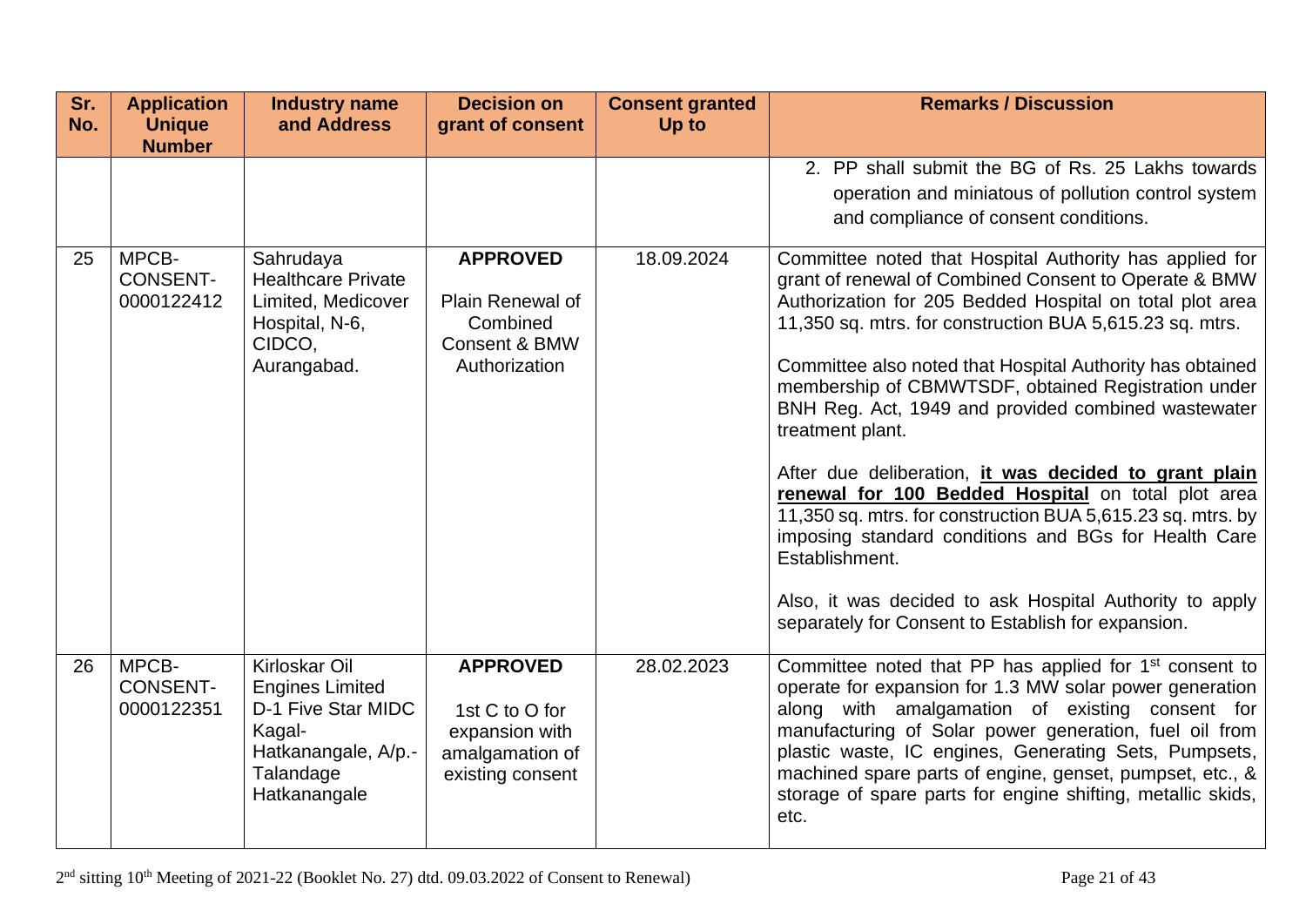| Sr. No. | Application Unique Number | Industry name and Address | Decision on grant of consent | Consent granted Up to | Remarks / Discussion |
|---|---|---|---|---|---|
| | | | | | 2. PP shall submit the BG of Rs. 25 Lakhs towards operation and miniatous of pollution control system and compliance of consent conditions. |
| 25 | MPCB-CONSENT-0000122412 | Sahrudaya Healthcare Private Limited, Medicover Hospital, N-6, CIDCO, Aurangabad. | **APPROVED**<br><br>Plain Renewal of Combined Consent & BMW Authorization | 18.09.2024 | Committee noted that Hospital Authority has applied for grant of renewal of Combined Consent to Operate & BMW Authorization for 205 Bedded Hospital on total plot area 11,350 sq. mtrs. for construction BUA 5,615.23 sq. mtrs.<br><br>Committee also noted that Hospital Authority has obtained membership of CBMWTSDF, obtained Registration under BNH Reg. Act, 1949 and provided combined wastewater treatment plant.<br><br>After due deliberation, **it was decided to grant plain renewal for 100 Bedded Hospital** on total plot area 11,350 sq. mtrs. for construction BUA 5,615.23 sq. mtrs. by imposing standard conditions and BGs for Health Care Establishment.<br><br>Also, it was decided to ask Hospital Authority to apply separately for Consent to Establish for expansion. |
| 26 | MPCB-CONSENT-0000122351 | Kirloskar Oil Engines Limited D-1 Five Star MIDC Kagal-Hatkanangale, A/p.-Talandage Hatkanangale | **APPROVED**<br><br>1st C to O for expansion with amalgamation of existing consent | 28.02.2023 | Committee noted that PP has applied for 1st consent to operate for expansion for 1.3 MW solar power generation along with amalgamation of existing consent for manufacturing of Solar power generation, fuel oil from plastic waste, IC engines, Generating Sets, Pumpsets, machined spare parts of engine, genset, pumpset, etc., & storage of spare parts for engine shifting, metallic skids, etc. |

2nd sitting 10th Meeting of 2021-22 (Booklet No. 27) dtd. 09.03.2022 of Consent to Renewal)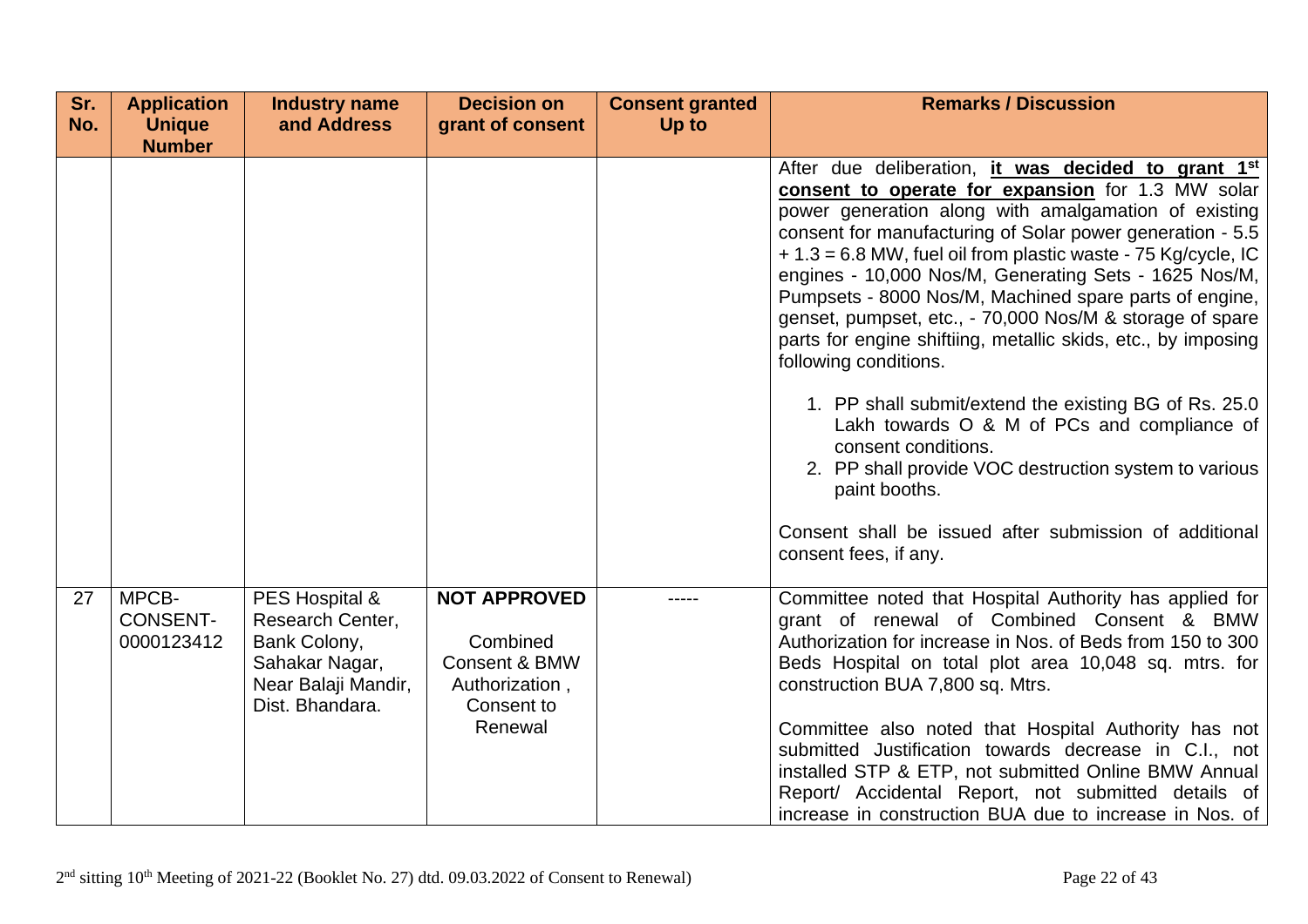| Sr. No. | Application Unique Number | Industry name and Address | Decision on grant of consent | Consent granted Up to | Remarks / Discussion |
|---|---|---|---|---|---|
| | | | | | After due deliberation, **it was decided to grant 1st consent to operate for expansion** for 1.3 MW solar power generation along with amalgamation of existing consent for manufacturing of Solar power generation - 5.5 + 1.3 = 6.8 MW, fuel oil from plastic waste - 75 Kg/cycle, IC engines - 10,000 Nos/M, Generating Sets - 1625 Nos/M, Pumpsets - 8000 Nos/M, Machined spare parts of engine, genset, pumpset, etc., - 70,000 Nos/M & storage of spare parts for engine shiftiing, metallic skids, etc., by imposing following conditions.<br><br>1. PP shall submit/extend the existing BG of Rs. 25.0 Lakh towards O & M of PCs and compliance of consent conditions.<br>2. PP shall provide VOC destruction system to various paint booths.<br><br>Consent shall be issued after submission of additional consent fees, if any. |
| 27 | MPCB-CONSENT-0000123412 | PES Hospital & Research Center, Bank Colony, Sahakar Nagar, Near Balaji Mandir, Dist. Bhandara. | **NOT APPROVED**<br><br>Combined Consent & BMW Authorization , Consent to Renewal | ----- | Committee noted that Hospital Authority has applied for grant of renewal of Combined Consent & BMW Authorization for increase in Nos. of Beds from 150 to 300 Beds Hospital on total plot area 10,048 sq. mtrs. for construction BUA 7,800 sq. Mtrs.<br><br>Committee also noted that Hospital Authority has not submitted Justification towards decrease in C.I., not installed STP & ETP, not submitted Online BMW Annual Report/ Accidental Report, not submitted details of increase in construction BUA due to increase in Nos. of |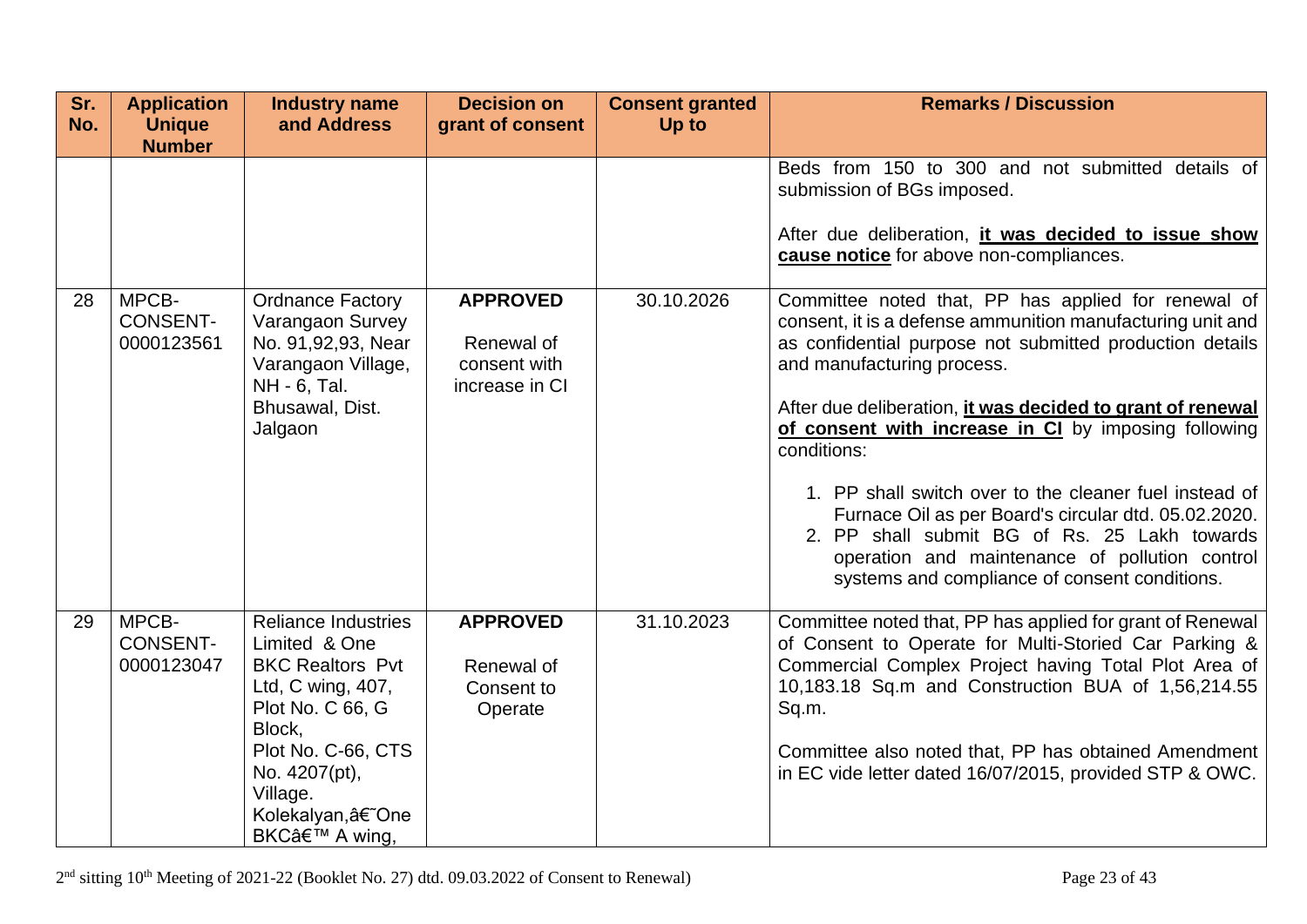| Sr. No. | Application Unique Number | Industry name and Address | Decision on grant of consent | Consent granted Up to | Remarks / Discussion |
|---|---|---|---|---|---|
| | | | | | Beds from 150 to 300 and not submitted details of submission of BGs imposed.<br><br>After due deliberation, **it was decided to issue show cause notice** for above non-compliances. |
| 28 | MPCB-CONSENT-0000123561 | Ordnance Factory Varangaon Survey No. 91,92,93, Near Varangaon Village, NH - 6, Tal. Bhusawal, Dist. Jalgaon | **APPROVED**<br><br>Renewal of consent with increase in CI | 30.10.2026 | Committee noted that, PP has applied for renewal of consent, it is a defense ammunition manufacturing unit and as confidential purpose not submitted production details and manufacturing process.<br><br>After due deliberation, **it was decided to grant of renewal of consent with increase in CI** by imposing following conditions:<br><br>1. PP shall switch over to the cleaner fuel instead of Furnace Oil as per Board's circular dtd. 05.02.2020.<br>2. PP shall submit BG of Rs. 25 Lakh towards operation and maintenance of pollution control systems and compliance of consent conditions. |
| 29 | MPCB-CONSENT-0000123047 | Reliance Industries Limited & One BKC Realtors Pvt Ltd, C wing, 407, Plot No. C 66, G Block, Plot No. C-66, CTS No. 4207(pt), Village. Kolekalyan,â€˜One BKCâ€™ A wing, | **APPROVED**<br><br>Renewal of Consent to Operate | 31.10.2023 | Committee noted that, PP has applied for grant of Renewal of Consent to Operate for Multi-Storied Car Parking & Commercial Complex Project having Total Plot Area of 10,183.18 Sq.m and Construction BUA of 1,56,214.55 Sq.m.<br><br>Committee also noted that, PP has obtained Amendment in EC vide letter dated 16/07/2015, provided STP & OWC. |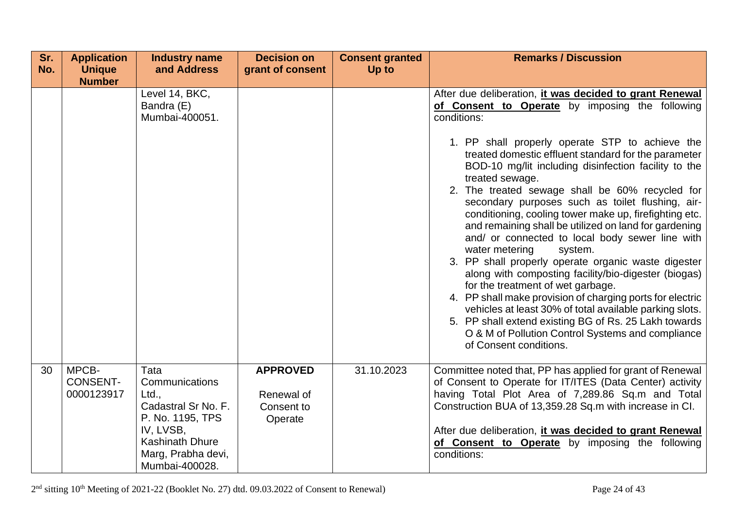| Sr. No. | Application Unique Number | Industry name and Address | Decision on grant of consent | Consent granted Up to | Remarks / Discussion |
|---|---|---|---|---|---|
| | | Level 14, BKC, Bandra (E) Mumbai-400051. | | | After due deliberation, **it was decided to grant Renewal of Consent to Operate** by imposing the following conditions:<br><br>1. PP shall properly operate STP to achieve the treated domestic effluent standard for the parameter BOD-10 mg/lit including disinfection facility to the treated sewage.<br>2. The treated sewage shall be 60% recycled for secondary purposes such as toilet flushing, air-conditioning, cooling tower make up, firefighting etc. and remaining shall be utilized on land for gardening and/ or connected to local body sewer line with water metering system.<br>3. PP shall properly operate organic waste digester along with composting facility/bio-digester (biogas) for the treatment of wet garbage.<br>4. PP shall make provision of charging ports for electric vehicles at least 30% of total available parking slots.<br>5. PP shall extend existing BG of Rs. 25 Lakh towards O & M of Pollution Control Systems and compliance of Consent conditions. |
| 30 | MPCB-CONSENT-0000123917 | Tata Communications Ltd., Cadastral Sr No. F. P. No. 1195, TPS IV, LVSB, Kashinath Dhure Marg, Prabha devi, Mumbai-400028. | **APPROVED**<br><br>Renewal of Consent to Operate | 31.10.2023 | Committee noted that, PP has applied for grant of Renewal of Consent to Operate for IT/ITES (Data Center) activity having Total Plot Area of 7,289.86 Sq.m and Total Construction BUA of 13,359.28 Sq.m with increase in CI.<br><br>After due deliberation, **it was decided to grant Renewal of Consent to Operate** by imposing the following conditions: |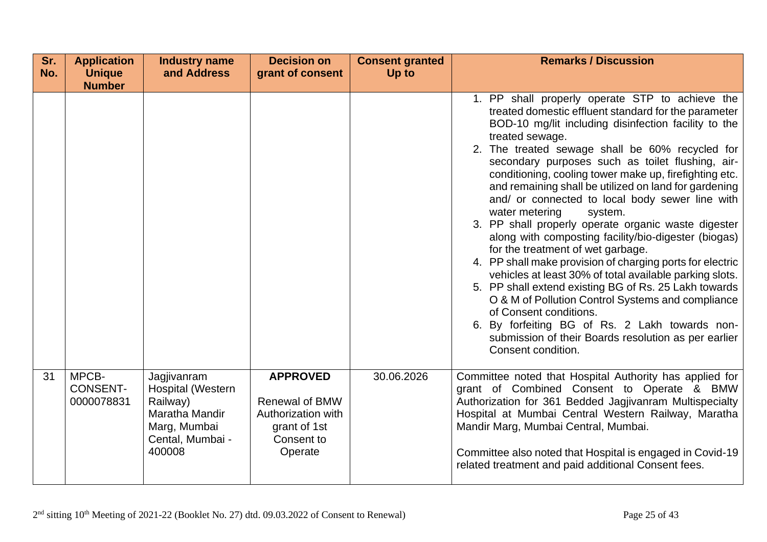| Sr. No. | Application Unique Number | Industry name and Address | Decision on grant of consent | Consent granted Up to | Remarks / Discussion |
|---|---|---|---|---|---|
| | | | | | 1. PP shall properly operate STP to achieve the treated domestic effluent standard for the parameter BOD-10 mg/lit including disinfection facility to the treated sewage.<br>2. The treated sewage shall be 60% recycled for secondary purposes such as toilet flushing, air-conditioning, cooling tower make up, firefighting etc. and remaining shall be utilized on land for gardening and/ or connected to local body sewer line with water metering system.<br>3. PP shall properly operate organic waste digester along with composting facility/bio-digester (biogas) for the treatment of wet garbage.<br>4. PP shall make provision of charging ports for electric vehicles at least 30% of total available parking slots.<br>5. PP shall extend existing BG of Rs. 25 Lakh towards O & M of Pollution Control Systems and compliance of Consent conditions.<br>6. By forfeiting BG of Rs. 2 Lakh towards non-submission of their Boards resolution as per earlier Consent condition. |
| 31 | MPCB-CONSENT-0000078831 | Jagjivanram Hospital (Western Railway) Maratha Mandir Marg, Mumbai Cental, Mumbai - 400008 | **APPROVED**<br><br>Renewal of BMW Authorization with grant of 1st Consent to Operate | 30.06.2026 | Committee noted that Hospital Authority has applied for grant of Combined Consent to Operate & BMW Authorization for 361 Bedded Jagjivanram Multispecialty Hospital at Mumbai Central Western Railway, Maratha Mandir Marg, Mumbai Central, Mumbai.<br><br>Committee also noted that Hospital is engaged in Covid-19 related treatment and paid additional Consent fees. |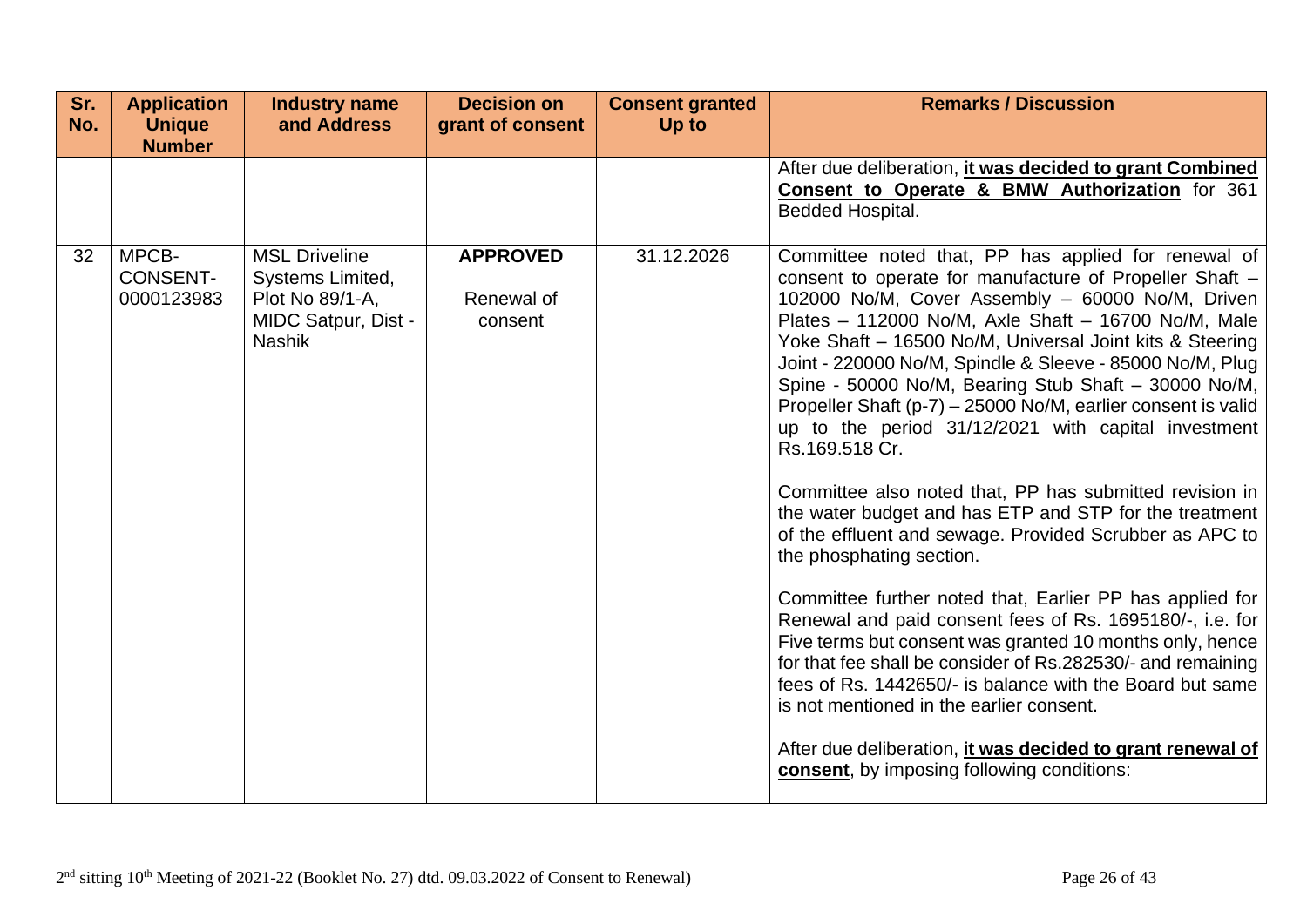| Sr. No. | Application Unique Number | Industry name and Address | Decision on grant of consent | Consent granted Up to | Remarks / Discussion |
|---|---|---|---|---|---|
| | | | | | After due deliberation, **it was decided to grant Combined Consent to Operate & BMW Authorization** for 361 Bedded Hospital. |
| 32 | MPCB-CONSENT-0000123983 | MSL Driveline Systems Limited, Plot No 89/1-A, MIDC Satpur, Dist - Nashik | **APPROVED**<br><br>Renewal of consent | 31.12.2026 | Committee noted that, PP has applied for renewal of consent to operate for manufacture of Propeller Shaft – 102000 No/M, Cover Assembly – 60000 No/M, Driven Plates – 112000 No/M, Axle Shaft – 16700 No/M, Male Yoke Shaft – 16500 No/M, Universal Joint kits & Steering Joint - 220000 No/M, Spindle & Sleeve - 85000 No/M, Plug Spine - 50000 No/M, Bearing Stub Shaft – 30000 No/M, Propeller Shaft (p-7) – 25000 No/M, earlier consent is valid up to the period 31/12/2021 with capital investment Rs.169.518 Cr.<br><br>Committee also noted that, PP has submitted revision in the water budget and has ETP and STP for the treatment of the effluent and sewage. Provided Scrubber as APC to the phosphating section.<br><br>Committee further noted that, Earlier PP has applied for Renewal and paid consent fees of Rs. 1695180/-, i.e. for Five terms but consent was granted 10 months only, hence for that fee shall be consider of Rs.282530/- and remaining fees of Rs. 1442650/- is balance with the Board but same is not mentioned in the earlier consent.<br><br>After due deliberation, **it was decided to grant renewal of consent**, by imposing following conditions: |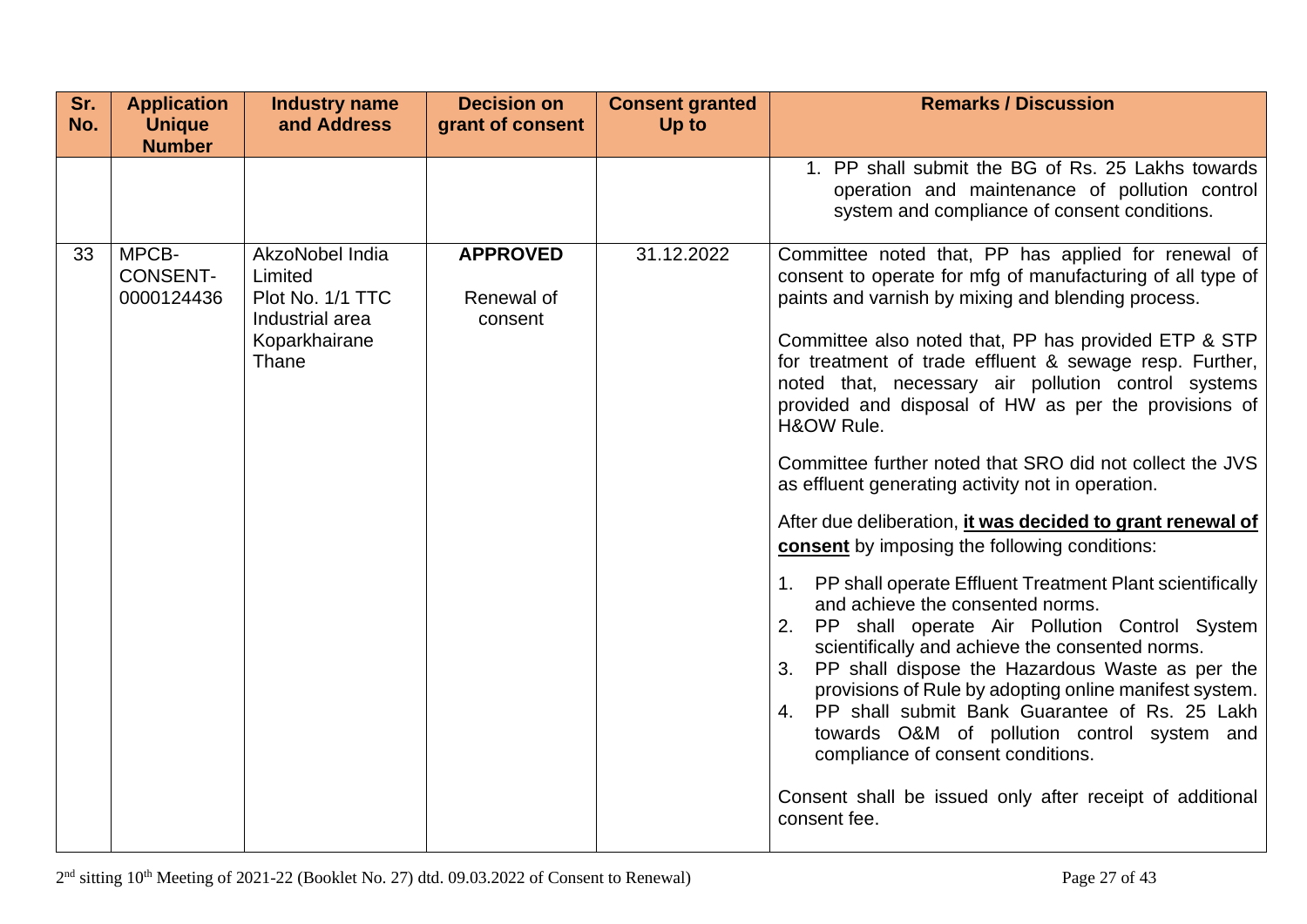| Sr. No. | Application Unique Number | Industry name and Address | Decision on grant of consent | Consent granted Up to | Remarks / Discussion |
|---|---|---|---|---|---|
| | | | | | 1. PP shall submit the BG of Rs. 25 Lakhs towards operation and maintenance of pollution control system and compliance of consent conditions. |
| 33 | MPCB-CONSENT-0000124436 | AkzoNobel India Limited Plot No. 1/1 TTC Industrial area Koparkhairane Thane | **APPROVED** Renewal of consent | 31.12.2022 | Committee noted that, PP has applied for renewal of consent to operate for mfg of manufacturing of all type of paints and varnish by mixing and blending process. <br><br> Committee also noted that, PP has provided ETP & STP for treatment of trade effluent & sewage resp. Further, noted that, necessary air pollution control systems provided and disposal of HW as per the provisions of H&OW Rule. <br><br> Committee further noted that SRO did not collect the JVS as effluent generating activity not in operation. <br><br> After due deliberation, **it was decided to grant renewal of consent** by imposing the following conditions: <br><br> 1. PP shall operate Effluent Treatment Plant scientifically and achieve the consented norms. <br> 2. PP shall operate Air Pollution Control System scientifically and achieve the consented norms. <br> 3. PP shall dispose the Hazardous Waste as per the provisions of Rule by adopting online manifest system. <br> 4. PP shall submit Bank Guarantee of Rs. 25 Lakh towards O&M of pollution control system and compliance of consent conditions. <br><br> Consent shall be issued only after receipt of additional consent fee. |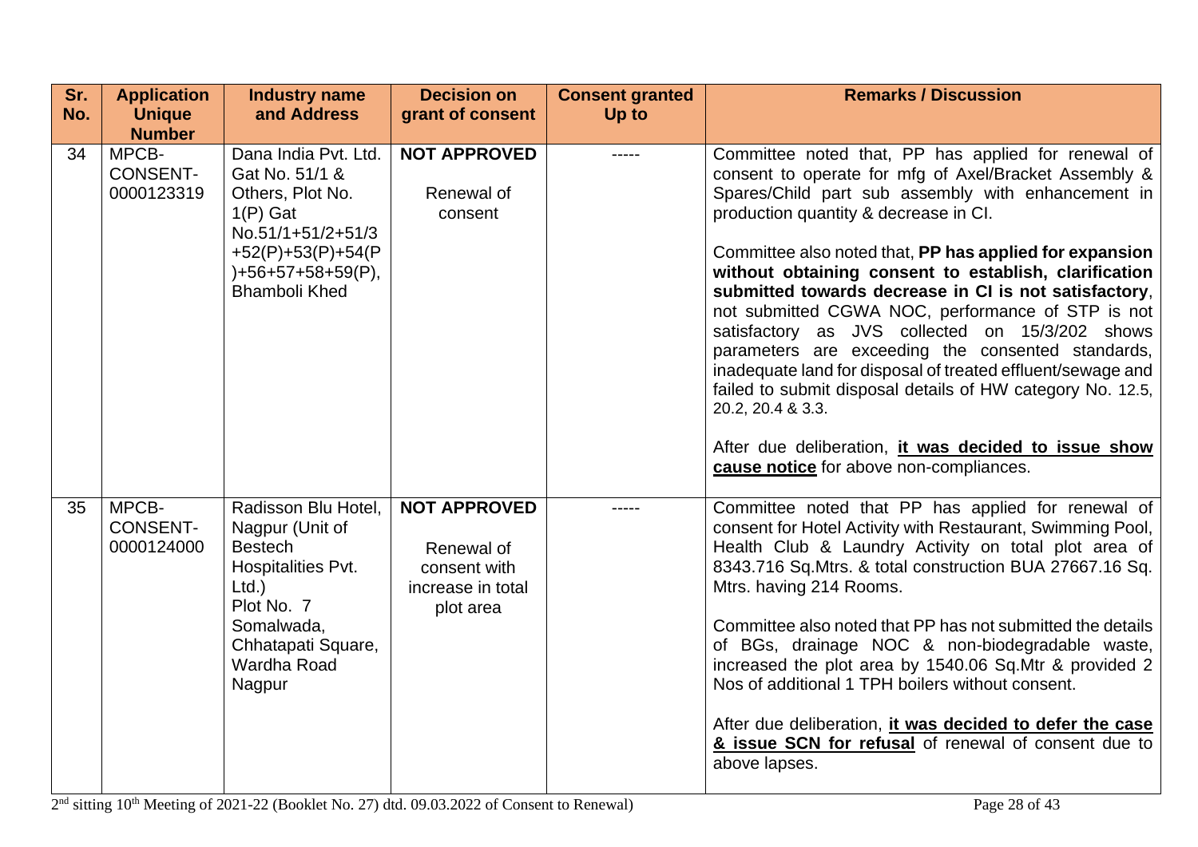| Sr. No. | Application Unique Number | Industry name and Address | Decision on grant of consent | Consent granted Up to | Remarks / Discussion |
|---|---|---|---|---|---|
| 34 | MPCB-CONSENT-0000123319 | Dana India Pvt. Ltd. Gat No. 51/1 & Others, Plot No. 1(P) Gat No.51/1+51/2+51/3 +52(P)+53(P)+54(P )+56+57+58+59(P), Bhamboli Khed | **NOT APPROVED**<br><br>Renewal of consent | ----- | Committee noted that, PP has applied for renewal of consent to operate for mfg of Axel/Bracket Assembly & Spares/Child part sub assembly with enhancement in production quantity & decrease in CI.<br><br>Committee also noted that, **PP has applied for expansion without obtaining consent to establish, clarification submitted towards decrease in CI is not satisfactory**, not submitted CGWA NOC, performance of STP is not satisfactory as JVS collected on 15/3/202 shows parameters are exceeding the consented standards, inadequate land for disposal of treated effluent/sewage and failed to submit disposal details of HW category No. 12.5, 20.2, 20.4 & 3.3.<br><br>After due deliberation, **<u>it was decided to issue show cause notice</u>** for above non-compliances. |
| 35 | MPCB-CONSENT-0000124000 | Radisson Blu Hotel, Nagpur (Unit of Bestech Hospitalities Pvt. Ltd.) Plot No. 7 Somalwada, Chhatapati Square, Wardha Road Nagpur | **NOT APPROVED**<br><br>Renewal of consent with increase in total plot area | ----- | Committee noted that PP has applied for renewal of consent for Hotel Activity with Restaurant, Swimming Pool, Health Club & Laundry Activity on total plot area of 8343.716 Sq.Mtrs. & total construction BUA 27667.16 Sq. Mtrs. having 214 Rooms.<br><br>Committee also noted that PP has not submitted the details of BGs, drainage NOC & non-biodegradable waste, increased the plot area by 1540.06 Sq.Mtr & provided 2 Nos of additional 1 TPH boilers without consent.<br><br>After due deliberation, **<u>it was decided to defer the case & issue SCN for refusal</u>** of renewal of consent due to above lapses. |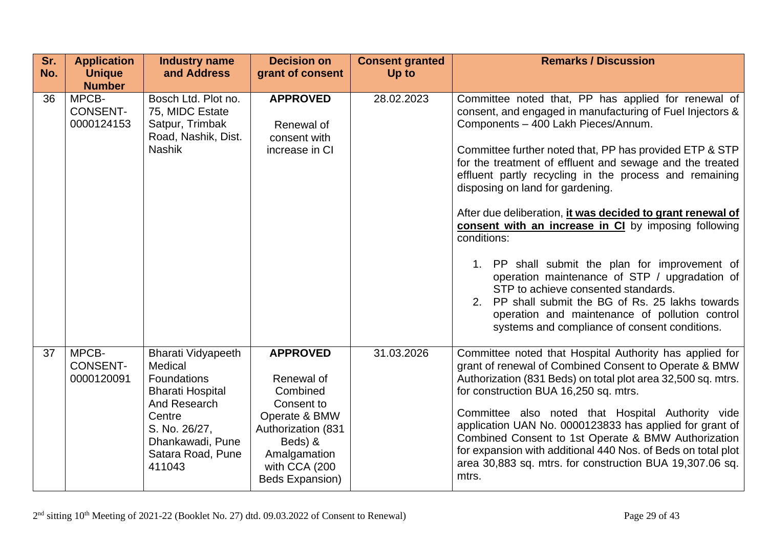| Sr. No. | Application Unique Number | Industry name and Address | Decision on grant of consent | Consent granted Up to | Remarks / Discussion |
|---|---|---|---|---|---|
| 36 | MPCB-CONSENT-0000124153 | Bosch Ltd. Plot no. 75, MIDC Estate Satpur, Trimbak Road, Nashik, Dist. Nashik | **APPROVED**<br><br>Renewal of consent with increase in CI | 28.02.2023 | Committee noted that, PP has applied for renewal of consent, and engaged in manufacturing of Fuel Injectors & Components – 400 Lakh Pieces/Annum.<br><br>Committee further noted that, PP has provided ETP & STP for the treatment of effluent and sewage and the treated effluent partly recycling in the process and remaining disposing on land for gardening.<br><br>After due deliberation, **it was decided to grant renewal of consent with an increase in CI** by imposing following conditions:<br><br>1. PP shall submit the plan for improvement of operation maintenance of STP / upgradation of STP to achieve consented standards.<br>2. PP shall submit the BG of Rs. 25 lakhs towards operation and maintenance of pollution control systems and compliance of consent conditions. |
| 37 | MPCB-CONSENT-0000120091 | Bharati Vidyapeeth Medical Foundations Bharati Hospital And Research Centre S. No. 26/27, Dhankawadi, Pune Satara Road, Pune 411043 | **APPROVED**<br><br>Renewal of Combined Consent to Operate & BMW Authorization (831 Beds) & Amalgamation with CCA (200 Beds Expansion) | 31.03.2026 | Committee noted that Hospital Authority has applied for grant of renewal of Combined Consent to Operate & BMW Authorization (831 Beds) on total plot area 32,500 sq. mtrs. for construction BUA 16,250 sq. mtrs.<br><br>Committee also noted that Hospital Authority vide application UAN No. 0000123833 has applied for grant of Combined Consent to 1st Operate & BMW Authorization for expansion with additional 440 Nos. of Beds on total plot area 30,883 sq. mtrs. for construction BUA 19,307.06 sq. mtrs. |

2nd sitting 10th Meeting of 2021-22 (Booklet No. 27) dtd. 09.03.2022 of Consent to Renewal)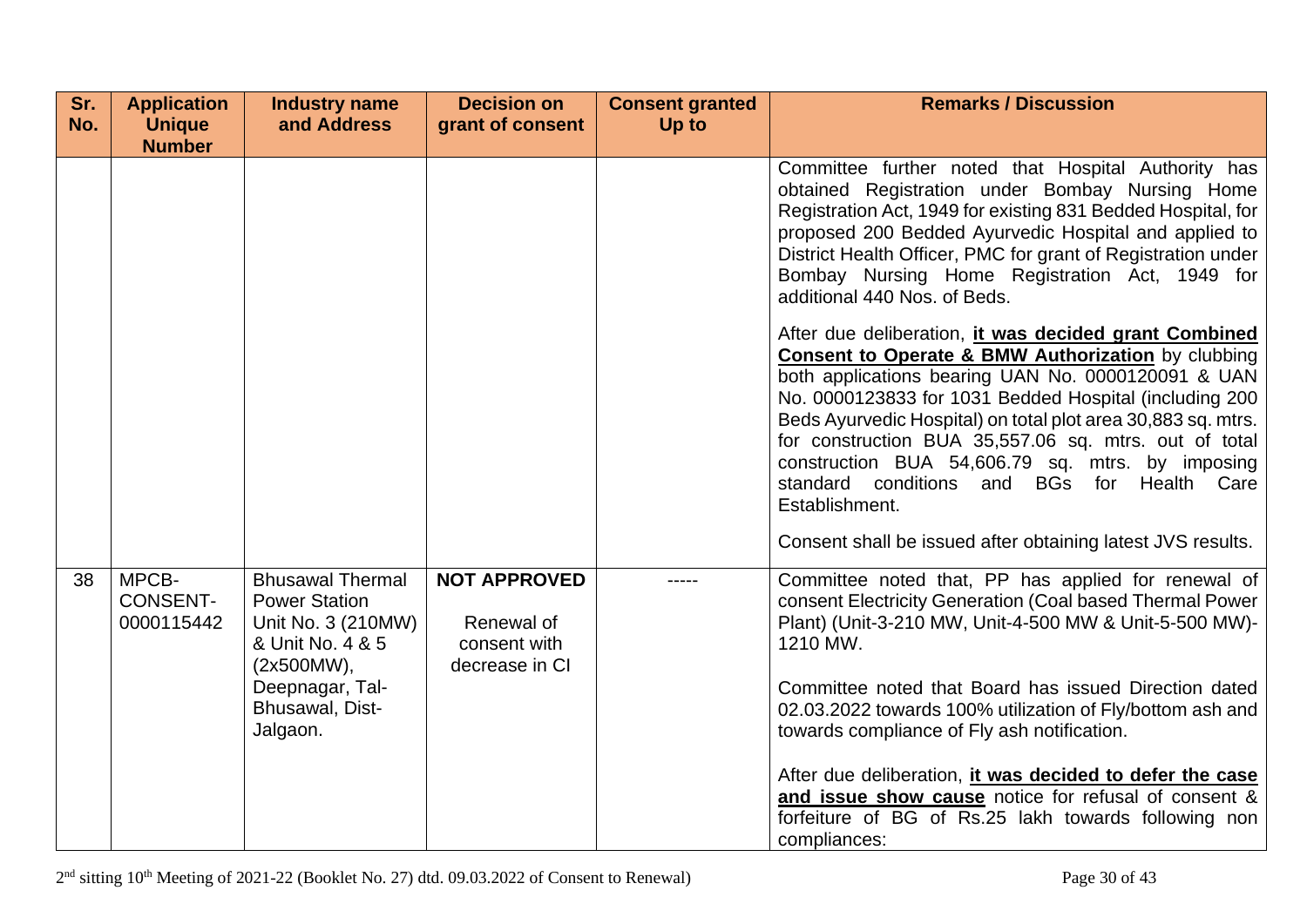| Sr. No. | Application Unique Number | Industry name and Address | Decision on grant of consent | Consent granted Up to | Remarks / Discussion |
|---|---|---|---|---|---|
| | | | | | Committee further noted that Hospital Authority has obtained Registration under Bombay Nursing Home Registration Act, 1949 for existing 831 Bedded Hospital, for proposed 200 Bedded Ayurvedic Hospital and applied to District Health Officer, PMC for grant of Registration under Bombay Nursing Home Registration Act, 1949 for additional 440 Nos. of Beds.<br><br>After due deliberation, **it was decided grant Combined Consent to Operate & BMW Authorization** by clubbing both applications bearing UAN No. 0000120091 & UAN No. 0000123833 for 1031 Bedded Hospital (including 200 Beds Ayurvedic Hospital) on total plot area 30,883 sq. mtrs. for construction BUA 35,557.06 sq. mtrs. out of total construction BUA 54,606.79 sq. mtrs. by imposing standard conditions and BGs for Health Care Establishment.<br><br>Consent shall be issued after obtaining latest JVS results. |
| 38 | MPCB-CONSENT-0000115442 | Bhusawal Thermal Power Station Unit No. 3 (210MW) & Unit No. 4 & 5 (2x500MW), Deepnagar, Tal-Bhusawal, Dist-Jalgaon. | **NOT APPROVED**<br><br>Renewal of consent with decrease in CI | ----- | Committee noted that, PP has applied for renewal of consent Electricity Generation (Coal based Thermal Power Plant) (Unit-3-210 MW, Unit-4-500 MW & Unit-5-500 MW)-1210 MW.<br><br>Committee noted that Board has issued Direction dated 02.03.2022 towards 100% utilization of Fly/bottom ash and towards compliance of Fly ash notification.<br><br>After due deliberation, **it was decided to defer the case and issue show cause** notice for refusal of consent & forfeiture of BG of Rs.25 lakh towards following non compliances: |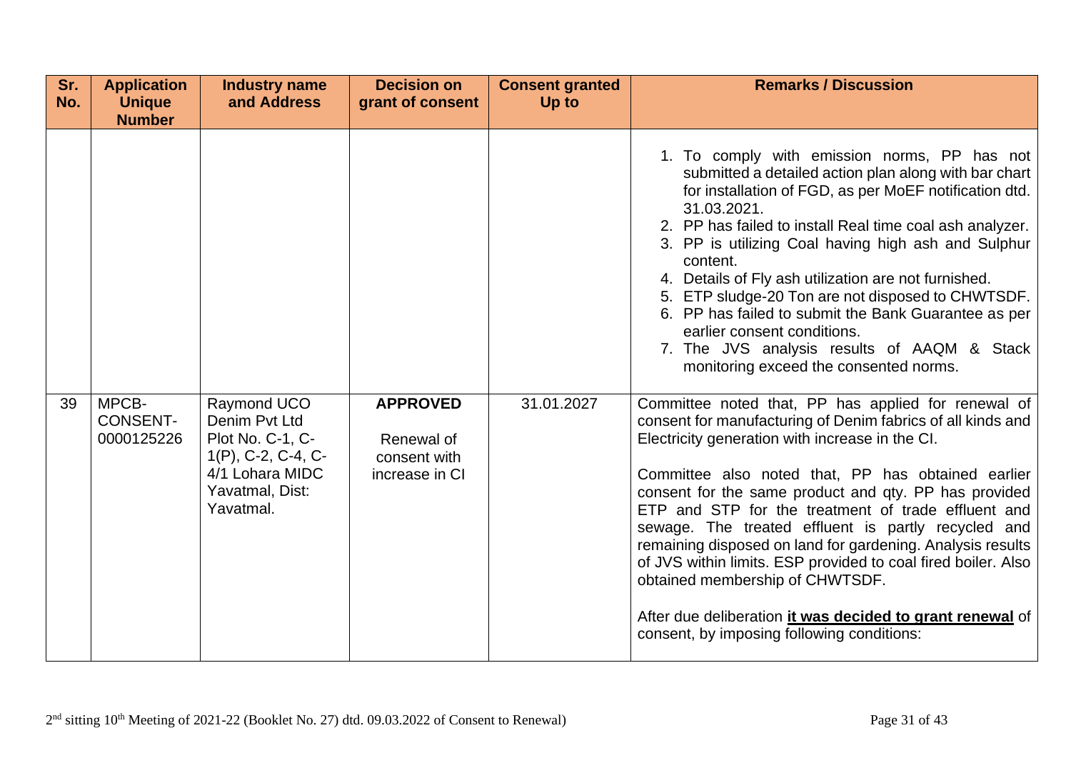| Sr. No. | Application Unique Number | Industry name and Address | Decision on grant of consent | Consent granted Up to | Remarks / Discussion |
|---|---|---|---|---|---|
| | | | | | 1. To comply with emission norms, PP has not submitted a detailed action plan along with bar chart for installation of FGD, as per MoEF notification dtd. 31.03.2021.<br>2. PP has failed to install Real time coal ash analyzer.<br>3. PP is utilizing Coal having high ash and Sulphur content.<br>4. Details of Fly ash utilization are not furnished.<br>5. ETP sludge-20 Ton are not disposed to CHWTSDF.<br>6. PP has failed to submit the Bank Guarantee as per earlier consent conditions.<br>7. The JVS analysis results of AAQM & Stack monitoring exceed the consented norms. |
| 39 | MPCB-CONSENT-0000125226 | Raymond UCO Denim Pvt Ltd Plot No. C-1, C-1(P), C-2, C-4, C-4/1 Lohara MIDC Yavatmal, Dist: Yavatmal. | **APPROVED**<br><br>Renewal of consent with increase in CI | 31.01.2027 | Committee noted that, PP has applied for renewal of consent for manufacturing of Denim fabrics of all kinds and Electricity generation with increase in the CI.<br><br>Committee also noted that, PP has obtained earlier consent for the same product and qty. PP has provided ETP and STP for the treatment of trade effluent and sewage. The treated effluent is partly recycled and remaining disposed on land for gardening. Analysis results of JVS within limits. ESP provided to coal fired boiler. Also obtained membership of CHWTSDF.<br><br>After due deliberation **it was decided to grant renewal** of consent, by imposing following conditions: |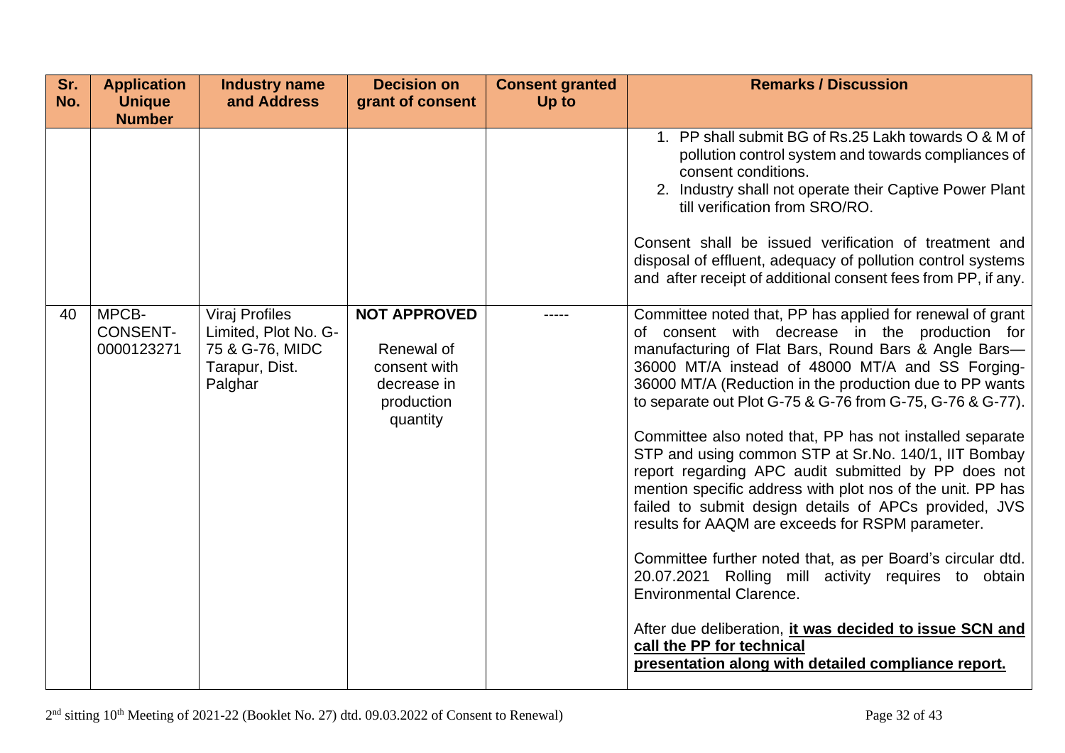| Sr. No. | Application Unique Number | Industry name and Address | Decision on grant of consent | Consent granted Up to | Remarks / Discussion |
|---|---|---|---|---|---|
| | | | | | 1. PP shall submit BG of Rs.25 Lakh towards O & M of pollution control system and towards compliances of consent conditions.<br>2. Industry shall not operate their Captive Power Plant till verification from SRO/RO.<br><br>Consent shall be issued verification of treatment and disposal of effluent, adequacy of pollution control systems and after receipt of additional consent fees from PP, if any. |
| 40 | MPCB-CONSENT-0000123271 | Viraj Profiles Limited, Plot No. G-75 & G-76, MIDC Tarapur, Dist. Palghar | **NOT APPROVED**<br><br>Renewal of consent with decrease in production quantity | ----- | Committee noted that, PP has applied for renewal of grant of consent with decrease in the production for manufacturing of Flat Bars, Round Bars & Angle Bars—36000 MT/A instead of 48000 MT/A and SS Forging-36000 MT/A (Reduction in the production due to PP wants to separate out Plot G-75 & G-76 from G-75, G-76 & G-77).<br><br>Committee also noted that, PP has not installed separate STP and using common STP at Sr.No. 140/1, IIT Bombay report regarding APC audit submitted by PP does not mention specific address with plot nos of the unit. PP has failed to submit design details of APCs provided, JVS results for AAQM are exceeds for RSPM parameter.<br><br>Committee further noted that, as per Board's circular dtd. 20.07.2021 Rolling mill activity requires to obtain Environmental Clarence.<br><br>After due deliberation, **it was decided to issue SCN and call the PP for technical presentation along with detailed compliance report.** |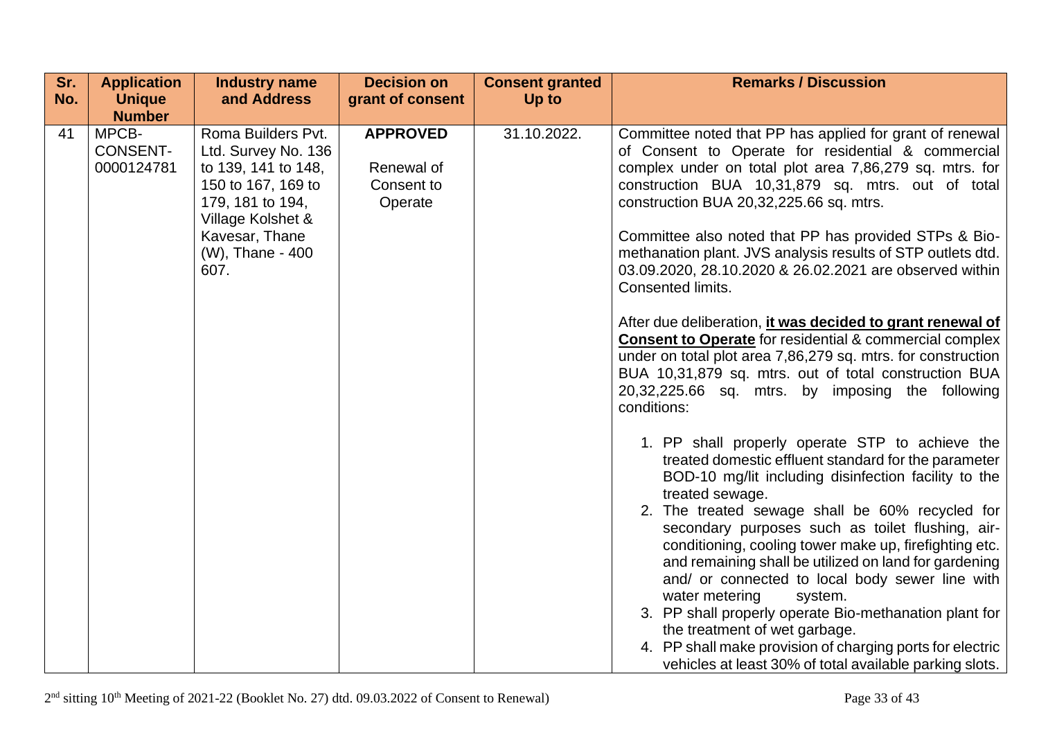| Sr. No. | Application Unique Number | Industry name and Address | Decision on grant of consent | Consent granted Up to | Remarks / Discussion |
|---|---|---|---|---|---|
| 41 | MPCB-CONSENT-0000124781 | Roma Builders Pvt. Ltd. Survey No. 136 to 139, 141 to 148, 150 to 167, 169 to 179, 181 to 194, Village Kolshet & Kavesar, Thane (W), Thane - 400 607. | **APPROVED**<br><br>Renewal of Consent to Operate | 31.10.2022. | Committee noted that PP has applied for grant of renewal of Consent to Operate for residential & commercial complex under on total plot area 7,86,279 sq. mtrs. for construction BUA 10,31,879 sq. mtrs. out of total construction BUA 20,32,225.66 sq. mtrs.<br><br>Committee also noted that PP has provided STPs & Bio-methanation plant. JVS analysis results of STP outlets dtd. 03.09.2020, 28.10.2020 & 26.02.2021 are observed within Consented limits.<br><br>After due deliberation, **it was decided to grant renewal of Consent to Operate** for residential & commercial complex under on total plot area 7,86,279 sq. mtrs. for construction BUA 10,31,879 sq. mtrs. out of total construction BUA 20,32,225.66 sq. mtrs. by imposing the following conditions:<br><br>1. PP shall properly operate STP to achieve the treated domestic effluent standard for the parameter BOD-10 mg/lit including disinfection facility to the treated sewage.<br>2. The treated sewage shall be 60% recycled for secondary purposes such as toilet flushing, air-conditioning, cooling tower make up, firefighting etc. and remaining shall be utilized on land for gardening and/ or connected to local body sewer line with water metering system.<br>3. PP shall properly operate Bio-methanation plant for the treatment of wet garbage.<br>4. PP shall make provision of charging ports for electric vehicles at least 30% of total available parking slots. |

2nd sitting 10th Meeting of 2021-22 (Booklet No. 27) dtd. 09.03.2022 of Consent to Renewal)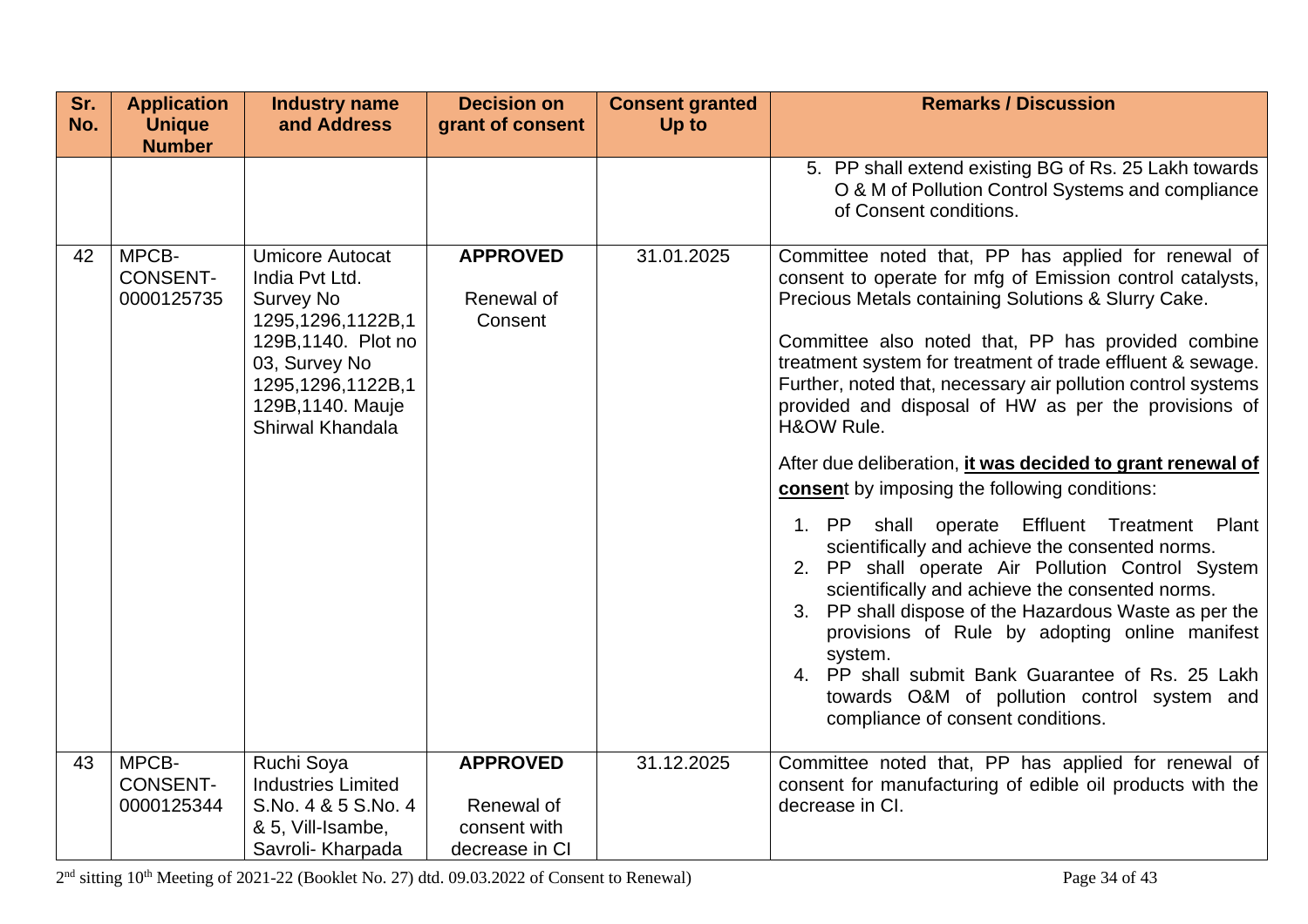| Sr. No. | Application Unique Number | Industry name and Address | Decision on grant of consent | Consent granted Up to | Remarks / Discussion |
|---|---|---|---|---|---|
| | | | | | 5. PP shall extend existing BG of Rs. 25 Lakh towards O & M of Pollution Control Systems and compliance of Consent conditions. |
| 42 | MPCB-CONSENT-0000125735 | Umicore Autocat India Pvt Ltd. Survey No 1295,1296,1122B,1129B,1140. Plot no 03, Survey No 1295,1296,1122B,1129B,1140. Mauje Shirwal Khandala | **APPROVED** Renewal of Consent | 31.01.2025 | Committee noted that, PP has applied for renewal of consent to operate for mfg of Emission control catalysts, Precious Metals containing Solutions & Slurry Cake. Committee also noted that, PP has provided combine treatment system for treatment of trade effluent & sewage. Further, noted that, necessary air pollution control systems provided and disposal of HW as per the provisions of H&OW Rule. After due deliberation, **it was decided to grant renewal of consent** by imposing the following conditions: 1. PP shall operate Effluent Treatment Plant scientifically and achieve the consented norms. 2. PP shall operate Air Pollution Control System scientifically and achieve the consented norms. 3. PP shall dispose of the Hazardous Waste as per the provisions of Rule by adopting online manifest system. 4. PP shall submit Bank Guarantee of Rs. 25 Lakh towards O&M of pollution control system and compliance of consent conditions. |
| 43 | MPCB-CONSENT-0000125344 | Ruchi Soya Industries Limited S.No. 4 & 5 S.No. 4 & 5, Vill-Isambe, Savroli- Kharpada | **APPROVED** Renewal of consent with decrease in CI | 31.12.2025 | Committee noted that, PP has applied for renewal of consent for manufacturing of edible oil products with the decrease in CI. |

2nd sitting 10th Meeting of 2021-22 (Booklet No. 27) dtd. 09.03.2022 of Consent to Renewal)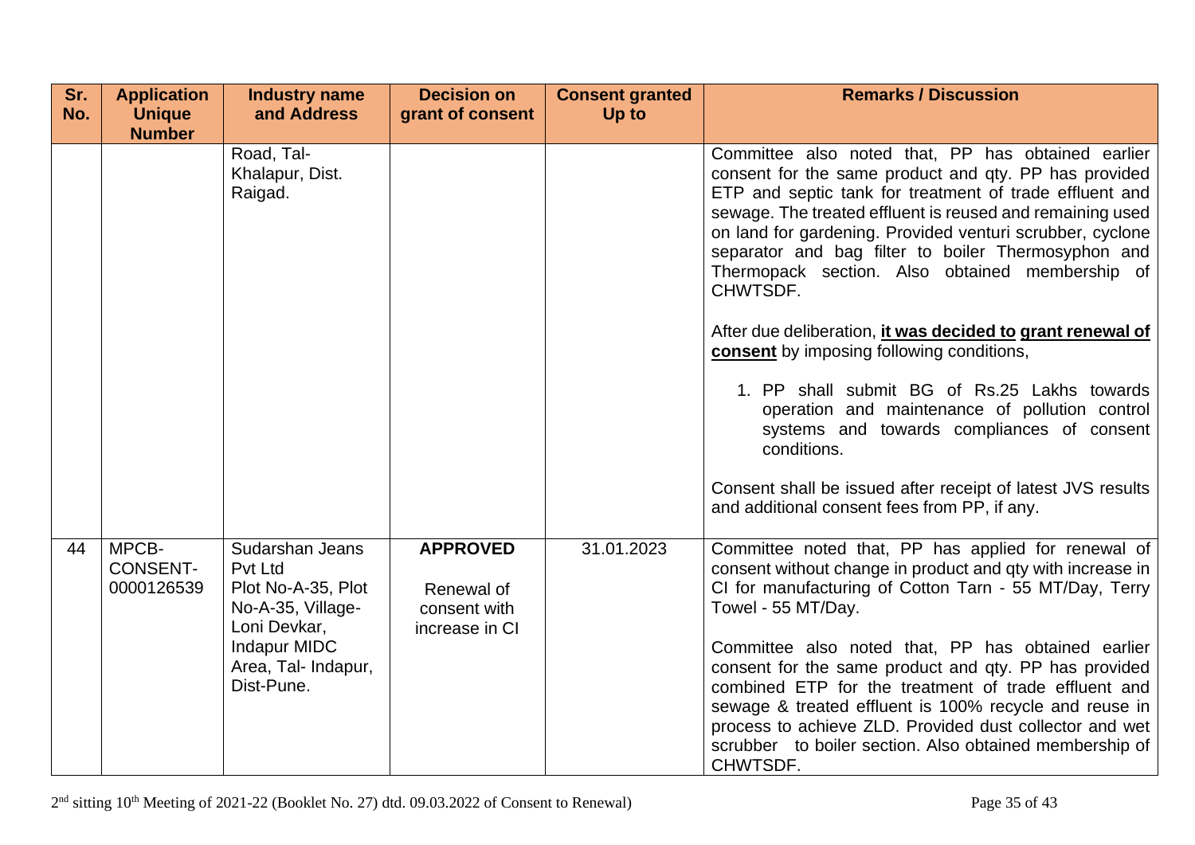| Sr. No. | Application Unique Number | Industry name and Address | Decision on grant of consent | Consent granted Up to | Remarks / Discussion |
|---|---|---|---|---|---|
| | | Road, Tal- Khalapur, Dist. Raigad. | | | Committee also noted that, PP has obtained earlier consent for the same product and qty. PP has provided ETP and septic tank for treatment of trade effluent and sewage. The treated effluent is reused and remaining used on land for gardening. Provided venturi scrubber, cyclone separator and bag filter to boiler Thermosyphon and Thermopack section. Also obtained membership of CHWTSDF.<br><br>After due deliberation, **it was decided to grant renewal of consent** by imposing following conditions,<br><br>1. PP shall submit BG of Rs.25 Lakhs towards operation and maintenance of pollution control systems and towards compliances of consent conditions.<br><br>Consent shall be issued after receipt of latest JVS results and additional consent fees from PP, if any. |
| 44 | MPCB-CONSENT-0000126539 | Sudarshan Jeans Pvt Ltd<br>Plot No-A-35, Plot No-A-35, Village- Loni Devkar, Indapur MIDC Area, Tal- Indapur, Dist-Pune. | **APPROVED**<br><br>Renewal of consent with increase in CI | 31.01.2023 | Committee noted that, PP has applied for renewal of consent without change in product and qty with increase in CI for manufacturing of Cotton Tarn - 55 MT/Day, Terry Towel - 55 MT/Day.<br><br>Committee also noted that, PP has obtained earlier consent for the same product and qty. PP has provided combined ETP for the treatment of trade effluent and sewage & treated effluent is 100% recycle and reuse in process to achieve ZLD. Provided dust collector and wet scrubber to boiler section. Also obtained membership of CHWTSDF. |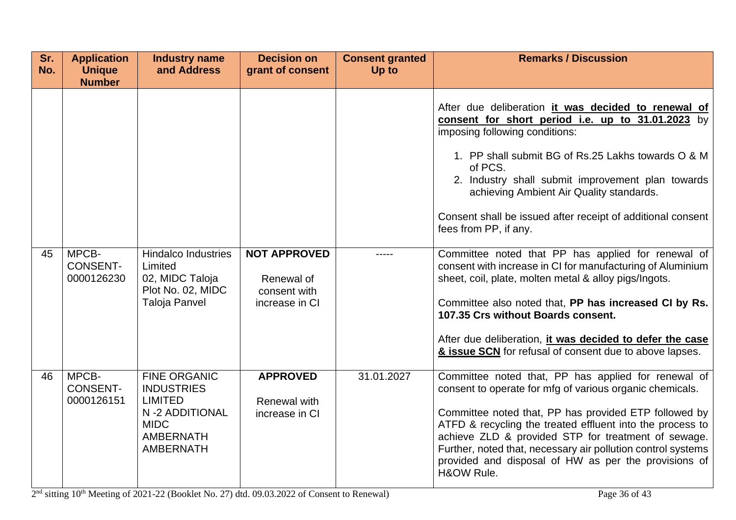| Sr. No. | Application Unique Number | Industry name and Address | Decision on grant of consent | Consent granted Up to | Remarks / Discussion |
|---|---|---|---|---|---|
| | | | | | After due deliberation **it was decided to renewal of consent for short period i.e. up to 31.01.2023** by imposing following conditions:<br><br>1. PP shall submit BG of Rs.25 Lakhs towards O & M of PCS.<br>2. Industry shall submit improvement plan towards achieving Ambient Air Quality standards.<br><br>Consent shall be issued after receipt of additional consent fees from PP, if any. |
| 45 | MPCB-CONSENT-0000126230 | Hindalco Industries Limited 02, MIDC Taloja Plot No. 02, MIDC Taloja Panvel | **NOT APPROVED**<br><br>Renewal of consent with increase in CI | ----- | Committee noted that PP has applied for renewal of consent with increase in CI for manufacturing of Aluminium sheet, coil, plate, molten metal & alloy pigs/Ingots.<br><br>Committee also noted that, **PP has increased CI by Rs. 107.35 Crs without Boards consent.**<br><br>After due deliberation, **it was decided to defer the case & issue SCN** for refusal of consent due to above lapses. |
| 46 | MPCB-CONSENT-0000126151 | FINE ORGANIC INDUSTRIES LIMITED N -2 ADDITIONAL MIDC AMBERNATH AMBERNATH | **APPROVED**<br><br>Renewal with increase in CI | 31.01.2027 | Committee noted that, PP has applied for renewal of consent to operate for mfg of various organic chemicals.<br><br>Committee noted that, PP has provided ETP followed by ATFD & recycling the treated effluent into the process to achieve ZLD & provided STP for treatment of sewage. Further, noted that, necessary air pollution control systems provided and disposal of HW as per the provisions of H&OW Rule. |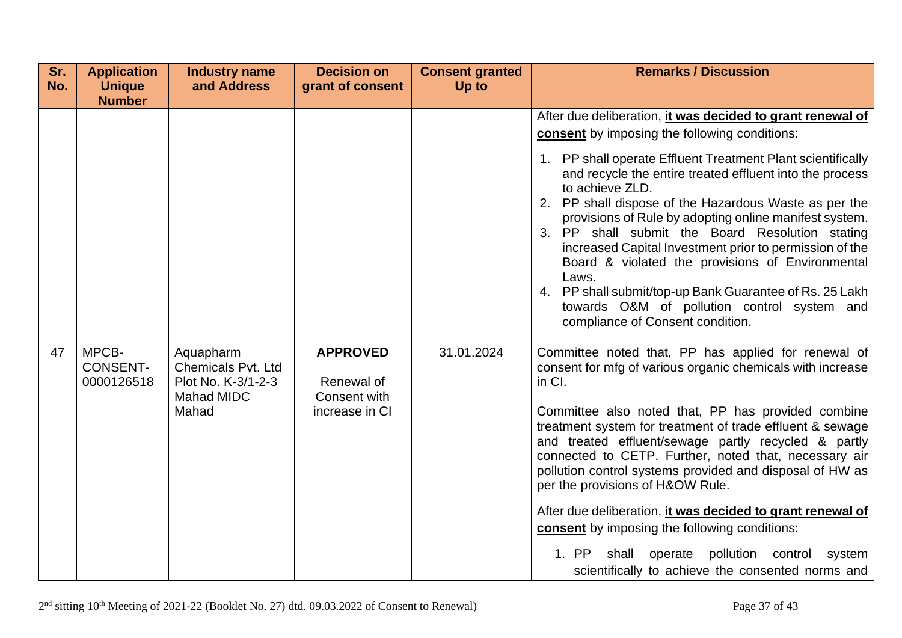| Sr. No. | Application Unique Number | Industry name and Address | Decision on grant of consent | Consent granted Up to | Remarks / Discussion |
|---|---|---|---|---|---|
| | | | | | After due deliberation, **it was decided to grant renewal of consent** by imposing the following conditions:<br>1. PP shall operate Effluent Treatment Plant scientifically and recycle the entire treated effluent into the process to achieve ZLD.<br>2. PP shall dispose of the Hazardous Waste as per the provisions of Rule by adopting online manifest system.<br>3. PP shall submit the Board Resolution stating increased Capital Investment prior to permission of the Board & violated the provisions of Environmental Laws.<br>4. PP shall submit/top-up Bank Guarantee of Rs. 25 Lakh towards O&M of pollution control system and compliance of Consent condition. |
| 47 | MPCB-CONSENT-0000126518 | Aquapharm Chemicals Pvt. Ltd Plot No. K-3/1-2-3 Mahad MIDC Mahad | **APPROVED**<br>Renewal of Consent with increase in CI | 31.01.2024 | Committee noted that, PP has applied for renewal of consent for mfg of various organic chemicals with increase in CI.<br>Committee also noted that, PP has provided combine treatment system for treatment of trade effluent & sewage and treated effluent/sewage partly recycled & partly connected to CETP. Further, noted that, necessary air pollution control systems provided and disposal of HW as per the provisions of H&OW Rule.<br>After due deliberation, **it was decided to grant renewal of consent** by imposing the following conditions:<br>1. PP shall operate pollution control system scientifically to achieve the consented norms and |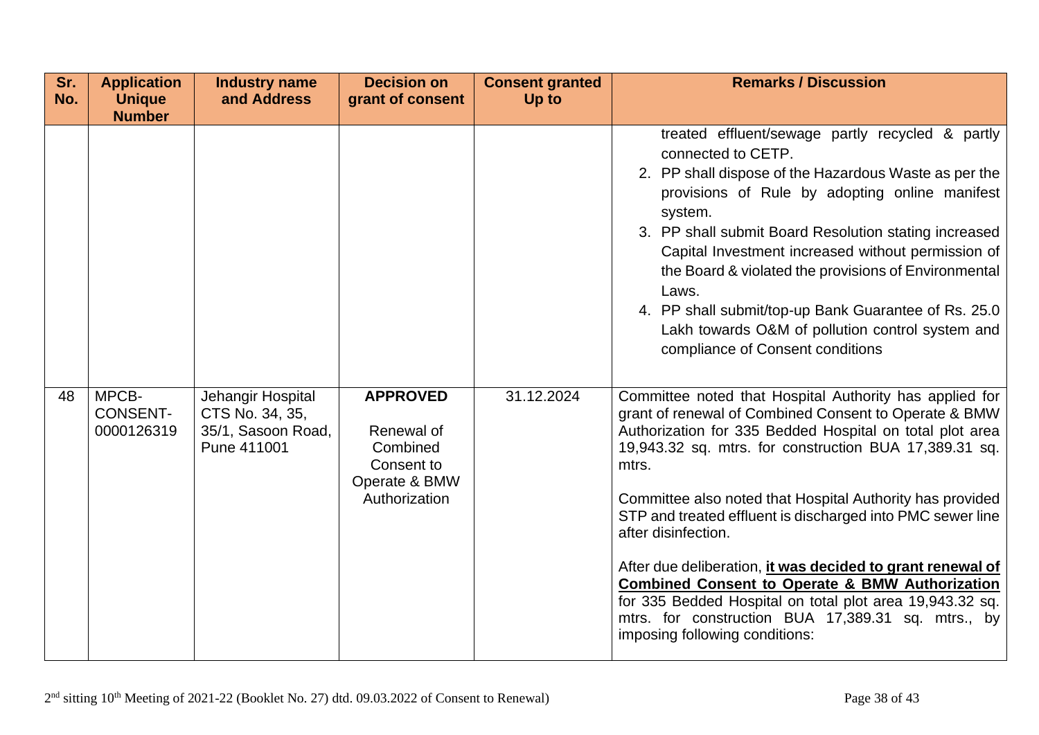| Sr. No. | Application Unique Number | Industry name and Address | Decision on grant of consent | Consent granted Up to | Remarks / Discussion |
|---|---|---|---|---|---|
| | | | | | treated effluent/sewage partly recycled & partly connected to CETP.<br>2. PP shall dispose of the Hazardous Waste as per the provisions of Rule by adopting online manifest system.<br>3. PP shall submit Board Resolution stating increased Capital Investment increased without permission of the Board & violated the provisions of Environmental Laws.<br>4. PP shall submit/top-up Bank Guarantee of Rs. 25.0 Lakh towards O&M of pollution control system and compliance of Consent conditions |
| 48 | MPCB-CONSENT-0000126319 | Jehangir Hospital CTS No. 34, 35, 35/1, Sasoon Road, Pune 411001 | **APPROVED**<br><br>Renewal of Combined Consent to Operate & BMW Authorization | 31.12.2024 | Committee noted that Hospital Authority has applied for grant of renewal of Combined Consent to Operate & BMW Authorization for 335 Bedded Hospital on total plot area 19,943.32 sq. mtrs. for construction BUA 17,389.31 sq. mtrs.<br><br>Committee also noted that Hospital Authority has provided STP and treated effluent is discharged into PMC sewer line after disinfection.<br><br>After due deliberation, **it was decided to grant renewal of Combined Consent to Operate & BMW Authorization** for 335 Bedded Hospital on total plot area 19,943.32 sq. mtrs. for construction BUA 17,389.31 sq. mtrs., by imposing following conditions: |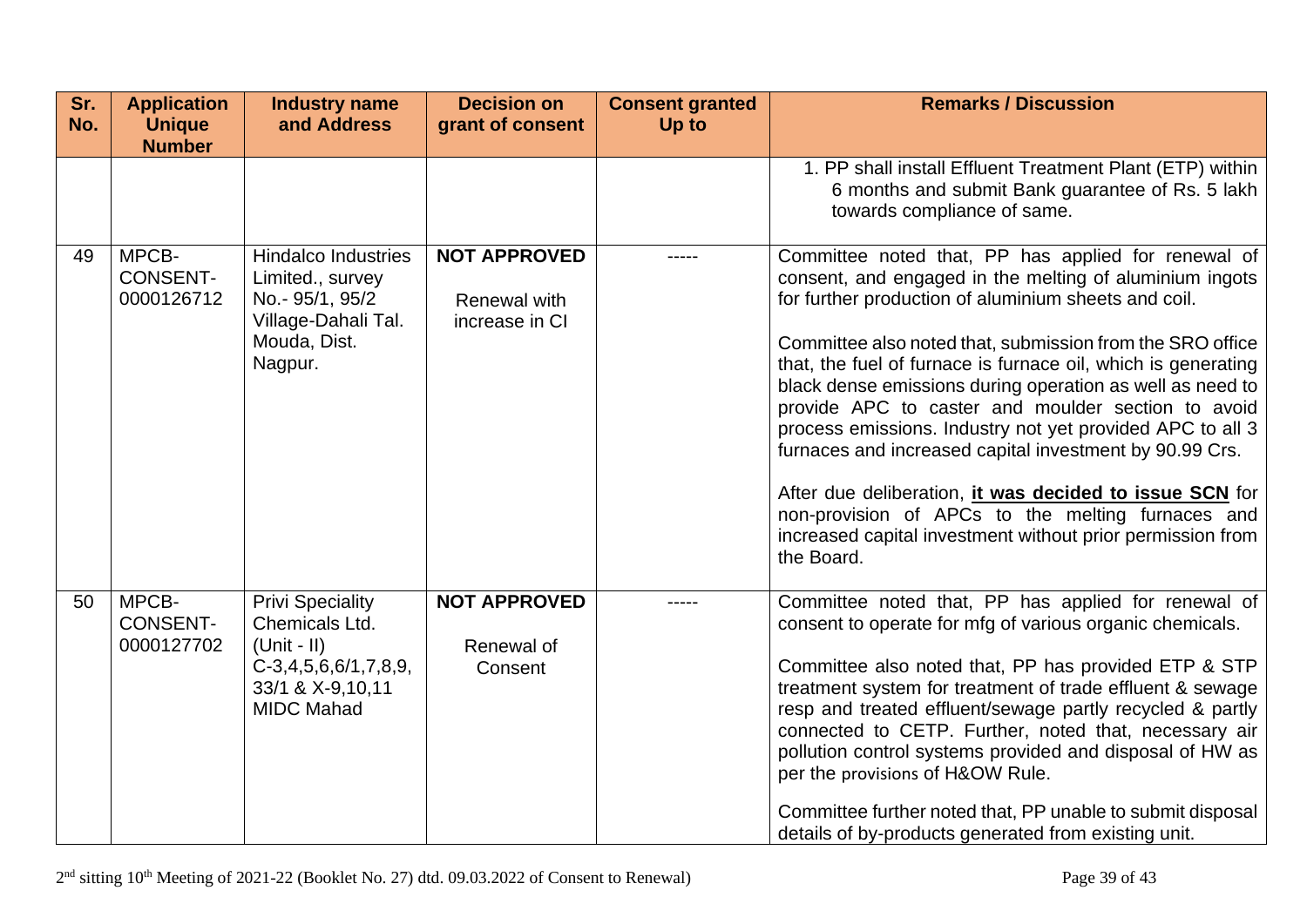| Sr. No. | Application Unique Number | Industry name and Address | Decision on grant of consent | Consent granted Up to | Remarks / Discussion |
|---|---|---|---|---|---|
| | | | | | 1. PP shall install Effluent Treatment Plant (ETP) within 6 months and submit Bank guarantee of Rs. 5 lakh towards compliance of same. |
| 49 | MPCB-CONSENT-0000126712 | Hindalco Industries Limited., survey No.- 95/1, 95/2 Village-Dahali Tal. Mouda, Dist. Nagpur. | **NOT APPROVED**<br><br>Renewal with increase in CI | ----- | Committee noted that, PP has applied for renewal of consent, and engaged in the melting of aluminium ingots for further production of aluminium sheets and coil.<br><br>Committee also noted that, submission from the SRO office that, the fuel of furnace is furnace oil, which is generating black dense emissions during operation as well as need to provide APC to caster and moulder section to avoid process emissions. Industry not yet provided APC to all 3 furnaces and increased capital investment by 90.99 Crs.<br><br>After due deliberation, **it was decided to issue SCN** for non-provision of APCs to the melting furnaces and increased capital investment without prior permission from the Board. |
| 50 | MPCB-CONSENT-0000127702 | Privi Speciality Chemicals Ltd. (Unit - II) C-3,4,5,6,6/1,7,8,9, 33/1 & X-9,10,11 MIDC Mahad | **NOT APPROVED**<br><br>Renewal of Consent | ----- | Committee noted that, PP has applied for renewal of consent to operate for mfg of various organic chemicals.<br><br>Committee also noted that, PP has provided ETP & STP treatment system for treatment of trade effluent & sewage resp and treated effluent/sewage partly recycled & partly connected to CETP. Further, noted that, necessary air pollution control systems provided and disposal of HW as per the provisions of H&OW Rule.<br><br>Committee further noted that, PP unable to submit disposal details of by-products generated from existing unit. |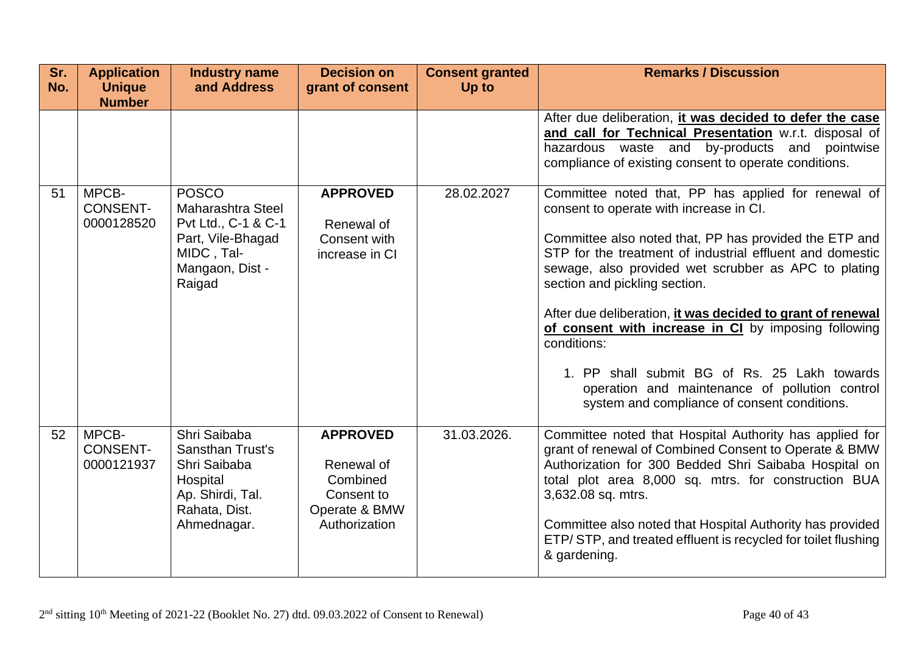| Sr. No. | Application Unique Number | Industry name and Address | Decision on grant of consent | Consent granted Up to | Remarks / Discussion |
|---|---|---|---|---|---|
| | | | | | After due deliberation, **it was decided to defer the case and call for Technical Presentation** w.r.t. disposal of hazardous waste and by-products and pointwise compliance of existing consent to operate conditions. |
| 51 | MPCB-CONSENT-0000128520 | POSCO Maharashtra Steel Pvt Ltd., C-1 & C-1 Part, Vile-Bhagad MIDC , Tal-Mangaon, Dist - Raigad | **APPROVED**<br><br>Renewal of Consent with increase in CI | 28.02.2027 | Committee noted that, PP has applied for renewal of consent to operate with increase in CI.<br><br>Committee also noted that, PP has provided the ETP and STP for the treatment of industrial effluent and domestic sewage, also provided wet scrubber as APC to plating section and pickling section.<br><br>After due deliberation, **it was decided to grant of renewal of consent with increase in CI** by imposing following conditions:<br><br>1. PP shall submit BG of Rs. 25 Lakh towards operation and maintenance of pollution control system and compliance of consent conditions. |
| 52 | MPCB-CONSENT-0000121937 | Shri Saibaba Sansthan Trust's Shri Saibaba Hospital Ap. Shirdi, Tal. Rahata, Dist. Ahmednagar. | **APPROVED**<br><br>Renewal of Combined Consent to Operate & BMW Authorization | 31.03.2026. | Committee noted that Hospital Authority has applied for grant of renewal of Combined Consent to Operate & BMW Authorization for 300 Bedded Shri Saibaba Hospital on total plot area 8,000 sq. mtrs. for construction BUA 3,632.08 sq. mtrs.<br><br>Committee also noted that Hospital Authority has provided ETP/ STP, and treated effluent is recycled for toilet flushing & gardening. |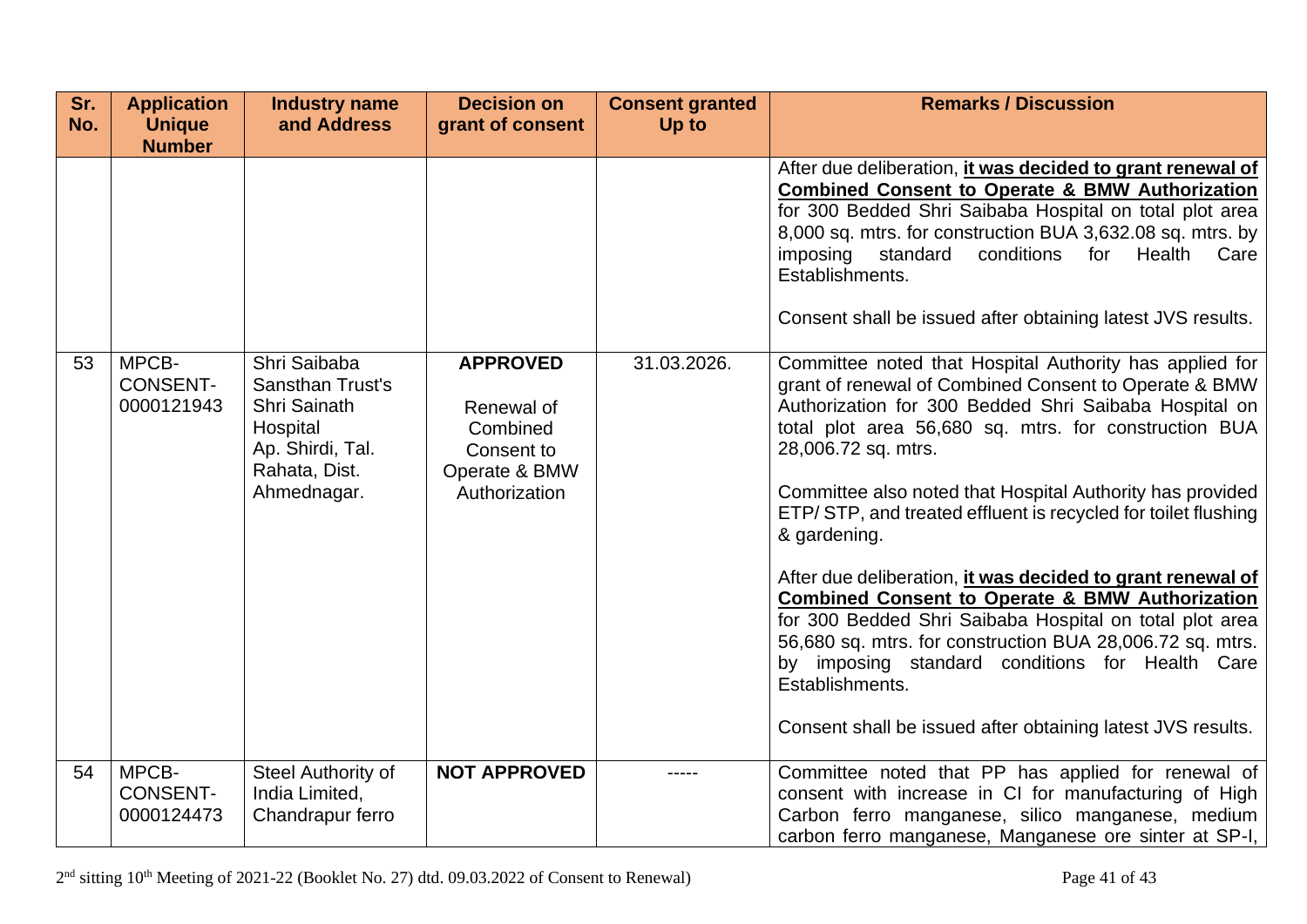| Sr. No. | Application Unique Number | Industry name and Address | Decision on grant of consent | Consent granted Up to | Remarks / Discussion |
|---|---|---|---|---|---|
| | | | | | After due deliberation, **<u>it was decided to grant renewal of Combined Consent to Operate & BMW Authorization</u>** for 300 Bedded Shri Saibaba Hospital on total plot area 8,000 sq. mtrs. for construction BUA 3,632.08 sq. mtrs. by imposing standard conditions for Health Care Establishments.<br><br>Consent shall be issued after obtaining latest JVS results. |
| 53 | MPCB-CONSENT-0000121943 | Shri Saibaba Sansthan Trust's Shri Sainath Hospital Ap. Shirdi, Tal. Rahata, Dist. Ahmednagar. | **APPROVED**<br><br>Renewal of Combined Consent to Operate & BMW Authorization | 31.03.2026. | Committee noted that Hospital Authority has applied for grant of renewal of Combined Consent to Operate & BMW Authorization for 300 Bedded Shri Saibaba Hospital on total plot area 56,680 sq. mtrs. for construction BUA 28,006.72 sq. mtrs.<br><br>Committee also noted that Hospital Authority has provided ETP/ STP, and treated effluent is recycled for toilet flushing & gardening.<br><br>After due deliberation, **<u>it was decided to grant renewal of Combined Consent to Operate & BMW Authorization</u>** for 300 Bedded Shri Saibaba Hospital on total plot area 56,680 sq. mtrs. for construction BUA 28,006.72 sq. mtrs. by imposing standard conditions for Health Care Establishments.<br><br>Consent shall be issued after obtaining latest JVS results. |
| 54 | MPCB-CONSENT-0000124473 | Steel Authority of India Limited, Chandrapur ferro | **NOT APPROVED** | ----- | Committee noted that PP has applied for renewal of consent with increase in CI for manufacturing of High Carbon ferro manganese, silico manganese, medium carbon ferro manganese, Manganese ore sinter at SP-I, |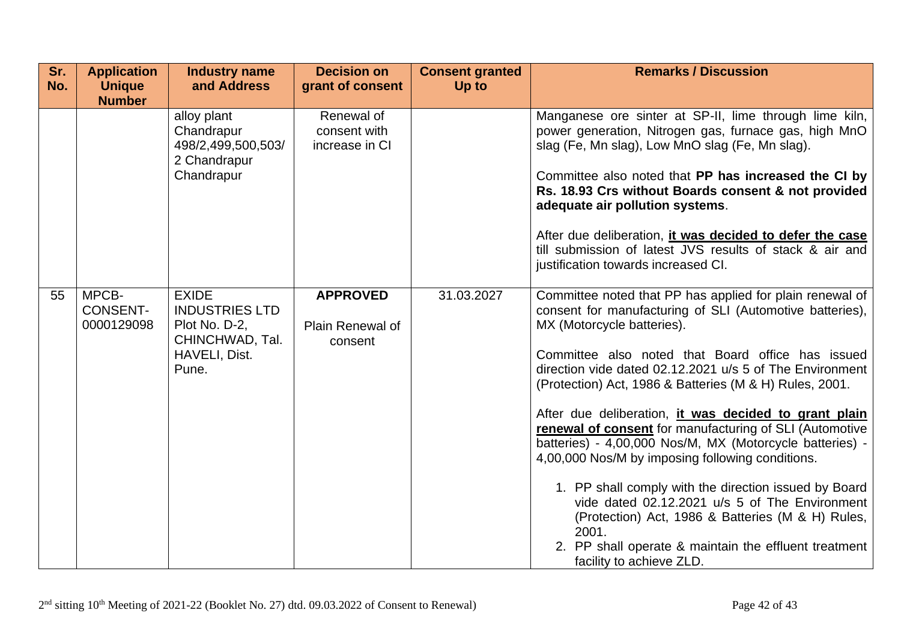| Sr. No. | Application Unique Number | Industry name and Address | Decision on grant of consent | Consent granted Up to | Remarks / Discussion |
|---|---|---|---|---|---|
| | | alloy plant Chandrapur 498/2,499,500,503/2 Chandrapur Chandrapur | Renewal of consent with increase in CI | | Manganese ore sinter at SP-II, lime through lime kiln, power generation, Nitrogen gas, furnace gas, high MnO slag (Fe, Mn slag), Low MnO slag (Fe, Mn slag).<br><br>Committee also noted that **PP has increased the CI by Rs. 18.93 Crs without Boards consent & not provided adequate air pollution systems**.<br><br>After due deliberation, **<u>it was decided to defer the case</u>** till submission of latest JVS results of stack & air and justification towards increased CI. |
| 55 | MPCB-CONSENT-0000129098 | EXIDE INDUSTRIES LTD Plot No. D-2, CHINCHWAD, Tal. HAVELI, Dist. Pune. | **APPROVED**<br><br>Plain Renewal of consent | 31.03.2027 | Committee noted that PP has applied for plain renewal of consent for manufacturing of SLI (Automotive batteries), MX (Motorcycle batteries).<br><br>Committee also noted that Board office has issued direction vide dated 02.12.2021 u/s 5 of The Environment (Protection) Act, 1986 & Batteries (M & H) Rules, 2001.<br><br>After due deliberation, **<u>it was decided to grant plain renewal of consent</u>** for manufacturing of SLI (Automotive batteries) - 4,00,000 Nos/M, MX (Motorcycle batteries) - 4,00,000 Nos/M by imposing following conditions.<br><br>1. PP shall comply with the direction issued by Board vide dated 02.12.2021 u/s 5 of The Environment (Protection) Act, 1986 & Batteries (M & H) Rules, 2001.<br>2. PP shall operate & maintain the effluent treatment facility to achieve ZLD. |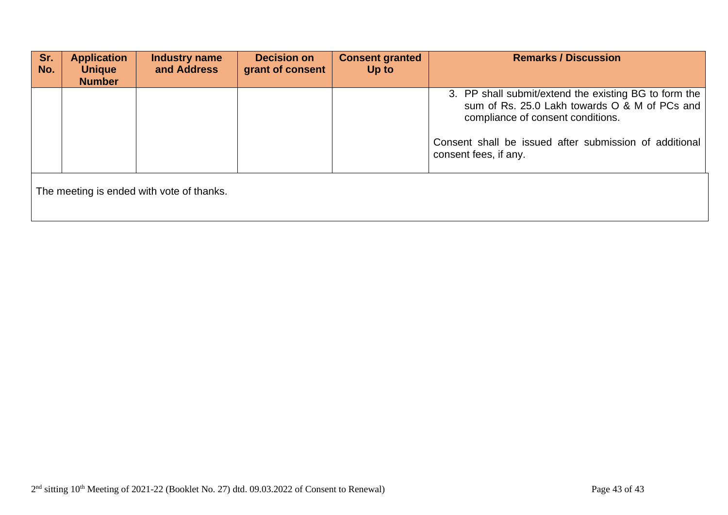| Sr. No. | Application Unique Number | Industry name and Address | Decision on grant of consent | Consent granted Up to | Remarks / Discussion |
|---|---|---|---|---|---|
| | | | | | 3. PP shall submit/extend the existing BG to form the sum of Rs. 25.0 Lakh towards O & M of PCs and compliance of consent conditions.<br><br>Consent shall be issued after submission of additional consent fees, if any. |

The meeting is ended with vote of thanks.